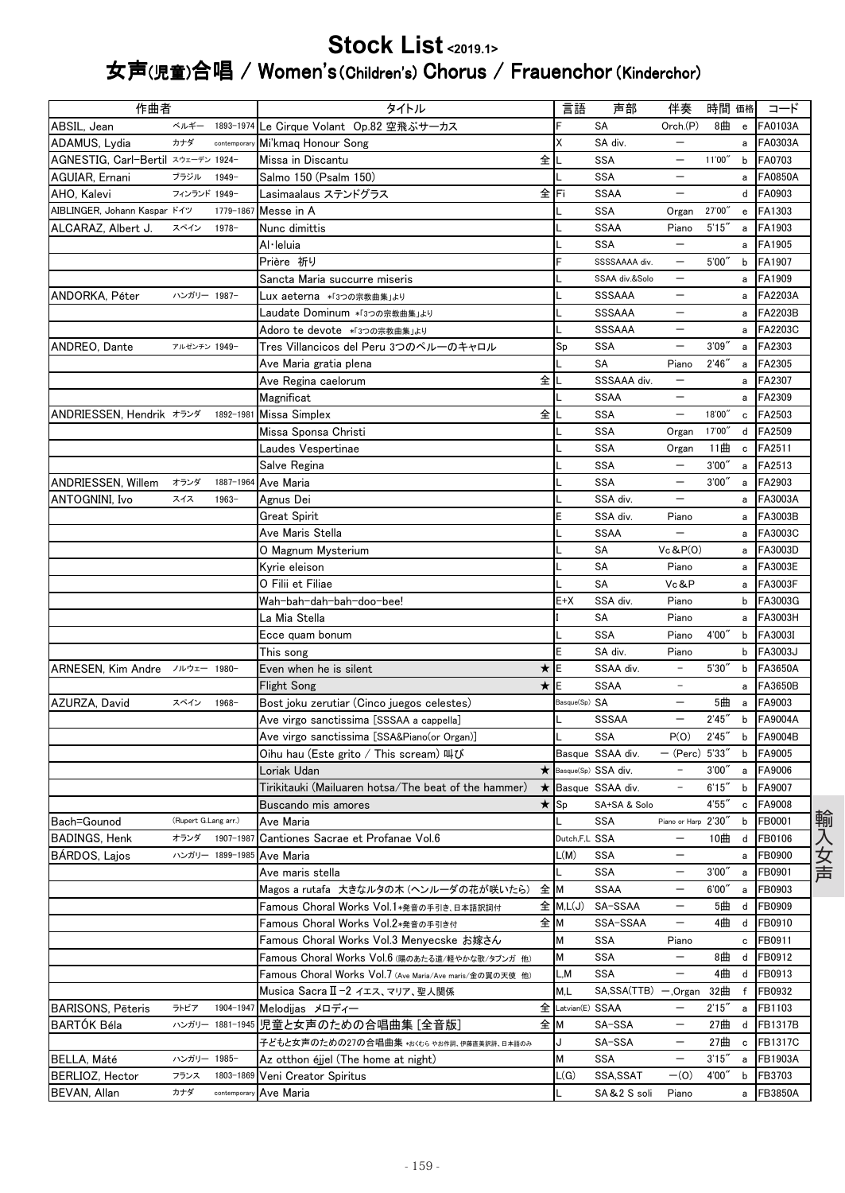# Stock List <2019.1>

## 女声(児童)合唱 / Women's(Children's) Chorus / Frauenchor (Kinderchor)

| 作曲者 | | | タイトル | | 言語 | 声部 | 伴奏 | 時間 | 価格 | コード |
|---|---|---|---|---|---|---|---|---|---|---|
| ABSIL, Jean | ベルギー | 1893-1974 | Le Cirque Volant Op.82 空飛ぶサーカス | | F | SA | Orch.(P) | 8曲 | e | FA0103A |
| ADAMUS, Lydia | カナダ | contemporary | Mi'kmaq Honour Song | | X | SA div. | ― | | a | FA0303A |
| AGNESTIG, Carl-Bertil | スウェーデン | 1924- | Missa in Discantu | 全 | L | SSA | ― | 11'00" | b | FA0703 |
| AGUIAR, Ernani | ブラジル | 1949- | Salmo 150 (Psalm 150) | | L | SSA | ― | | a | FA0850A |
| AHO, Kalevi | フィンランド | 1949- | Lasimaalaus ステンドグラス | 全 | Fi | SSAA | ― | | d | FA0903 |
| AIBLINGER, Johann Kaspar | ドイツ | 1779-1867 | Messe in A | | L | SSA | Organ | 27'00" | e | FA1303 |
| ALCARAZ, Albert J. | スペイン | 1978- | Nunc dimittis | | L | SSAA | Piano | 5'15" | a | FA1903 |
| | | | Al·leluia | | L | SSA | ― | | a | FA1905 |
| | | | Prière 祈り | | F | SSSSAAAA div. | ― | 5'00" | b | FA1907 |
| | | | Sancta Maria succurre miseris | | L | SSAA div.&Solo | ― | | a | FA1909 |
| ANDORKA, Péter | ハンガリー | 1987- | Lux aeterna *「3つの宗教曲集」より | | L | SSSAAA | ― | | a | FA2203A |
| | | | Laudate Dominum *「3つの宗教曲集」より | | L | SSSAAA | ― | | a | FA2203B |
| | | | Adoro te devote *「3つの宗教曲集」より | | L | SSSAAA | ― | | a | FA2203C |
| ANDREO, Dante | アルゼンチン | 1949- | Tres Villancicos del Peru 3つのペルーのキャロル | | Sp | SSA | ― | 3'09" | a | FA2303 |
| | | | Ave Maria gratia plena | | L | SA | Piano | 2'46" | a | FA2305 |
| | | | Ave Regina caelorum | 全 | L | SSSAAA div. | ― | | a | FA2307 |
| | | | Magnificat | | L | SSAA | ― | | a | FA2309 |
| ANDRIESSEN, Hendrik | オランダ | 1892-1981 | Missa Simplex | 全 | L | SSA | ― | 18'00" | c | FA2503 |
| | | | Missa Sponsa Christi | | L | SSA | Organ | 17'00" | d | FA2509 |
| | | | Laudes Vespertinae | | L | SSA | Organ | 11曲 | c | FA2511 |
| | | | Salve Regina | | L | SSA | ― | 3'00" | a | FA2513 |
| ANDRIESSEN, Willem | オランダ | 1887-1964 | Ave Maria | | L | SSA | ― | 3'00" | a | FA2903 |
| ANTOGNINI, Ivo | スイス | 1963- | Agnus Dei | | L | SSA div. | ― | | a | FA3003A |
| | | | Great Spirit | | E | SSA div. | Piano | | a | FA3003B |
| | | | Ave Maris Stella | | L | SSAA | ― | | a | FA3003C |
| | | | O Magnum Mysterium | | L | SA | Vc&P(O) | | a | FA3003D |
| | | | Kyrie eleison | | L | SA | Piano | | a | FA3003E |
| | | | O Filii et Filiae | | L | SA | Vc&P | | a | FA3003F |
| | | | Wah-bah-dah-bah-doo-bee! | | E+X | SSA div. | Piano | | b | FA3003G |
| | | | La Mia Stella | | I | SA | Piano | | a | FA3003H |
| | | | Ecce quam bonum | | L | SSA | Piano | 4'00" | b | FA3003I |
| | | | This song | | E | SA div. | Piano | | b | FA3003J |
| ARNESEN, Kim Andre | ノルウェー | 1980- | Even when he is silent | ★ | E | SSAA div. | － | 5'30" | b | FA3650A |
| | | | Flight Song | ★ | E | SSAA | － | | a | FA3650B |
| AZURZA, David | スペイン | 1968- | Bost joku zerutiar (Cinco juegos celestes) | | Basque(Sp) | SA | ― | 5曲 | a | FA9003 |
| | | | Ave virgo sanctissima [SSSAA a cappella] | | L | SSSAA | ― | 2'45" | b | FA9004A |
| | | | Ave virgo sanctissima [SSA&Piano(or Organ)] | | L | SSA | P(O) | 2'45" | b | FA9004B |
| | | | Oihu hau (Este grito / This scream) 叫び | | Basque | SSAA div. | ― (Perc) | 5'33" | b | FA9005 |
| | | | Loriak Udan | ★ | Basque(Sp) | SSA div. | － | 3'00" | a | FA9006 |
| | | | Tirikitauki (Mailuaren hotsa/The beat of the hammer) | ★ | Basque | SSAA div. | － | 6'15" | b | FA9007 |
| | | | Buscando mis amores | ★ | Sp | SA+SA & Solo | | 4'55" | c | FA9008 |
| Bach=Gounod | (Rupert G.Lang arr.) | | Ave Maria | | L | SSA | Piano or Harp | 2'30" | b | FB0001 |
| BADINGS, Henk | オランダ | 1907-1987 | Cantiones Sacrae et Profanae Vol.6 | | Dutch,F,L | SSA | ― | 10曲 | d | FB0106 |
| BÁRDOS, Lajos | ハンガリー | 1899-1985 | Ave Maria | | L(M) | SSA | ― | | a | FB0900 |
| | | | Ave maris stella | | L | SSA | ― | 3'00" | a | FB0901 |
| | | | Magos a rutafa 大きなルタの木 (ヘンルーダの花が咲いたら) | 全 | M | SSAA | ― | 6'00" | a | FB0903 |
| | | | Famous Choral Works Vol.1*発音の手引き、日本語訳詞付 | 全 | M,L(J) | SA-SSAA | ― | 5曲 | d | FB0909 |
| | | | Famous Choral Works Vol.2*発音の手引き付 | 全 | M | SSA-SSAA | ― | 4曲 | d | FB0910 |
| | | | Famous Choral Works Vol.3 Menyecske お嫁さん | | M | SSA | Piano | | c | FB0911 |
| | | | Famous Choral Works Vol.6 (陽のあたる道/軽やかな歌/タブンガ 他) | | M | SSA | ― | 8曲 | d | FB0912 |
| | | | Famous Choral Works Vol.7 (Ave Maria/Ave maris/金の翼の天使 他) | | L,M | SSA | ― | 4曲 | d | FB0913 |
| | | | Musica Sacra Ⅱ-2 イエス、マリア、聖人関係 | | M,L | SA,SSA(TTB) | ―,Organ | 32曲 | f | FB0932 |
| BARISONS, Pēteris | ラトビア | 1904-1947 | Melodijas メロディー | 全 | Latvian(E) | SSAA | ― | 2'15" | a | FB1103 |
| BARTÓK Béla | ハンガリー | 1881-1945 | 児童と女声のための合唱曲集 [全音版] | 全 | M | SA-SSA | ― | 27曲 | d | FB1317B |
| | | | 子どもと女声のための27の合唱曲集 *おくむら やお作詞、伊藤直美訳詩、日本語のみ | | J | SA-SSA | ― | 27曲 | c | FB1317C |
| BELLA, Máté | ハンガリー | 1985- | Az otthon éjjel (The home at night) | | M | SSA | ― | 3'15" | a | FB1903A |
| BERLIOZ, Hector | フランス | 1803-1869 | Veni Creator Spiritus | | L(G) | SSA,SSAT | ―(O) | 4'00" | b | FB3703 |
| BEVAN, Allan | カナダ | contemporary | Ave Maria | | L | SA&2 S soli | Piano | | a | FB3850A |

輸入女声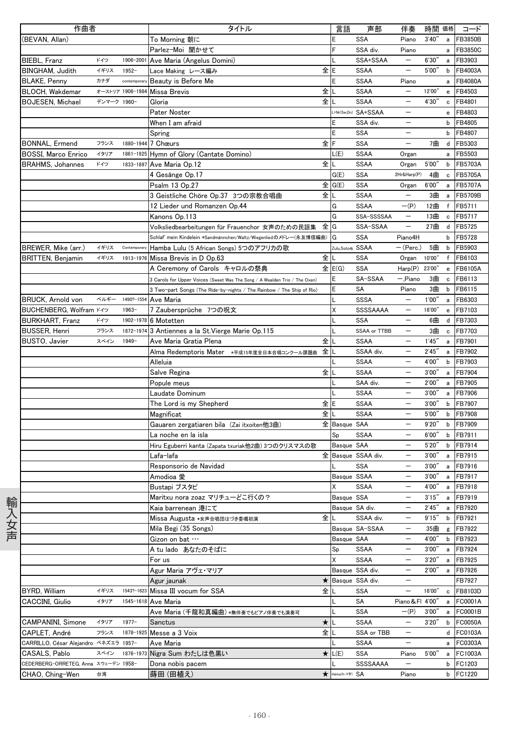| 作曲者 | | | タイトル | | 言語 | 声部 | 伴奏 | 時間 | 価格 | コード |
|---|---|---|---|---|---|---|---|---|---|---|
| (BEVAN, Allan) | | | To Morning 朝に | | E | SSA | Piano | 3'40" | a | FB3850B |
| | | | Parlez-Moi 聞かせて | | F | SSA div. | Piano | | a | FB3850C |
| BIEBL, Franz | ドイツ | 1906-2001 | Ave Maria (Angelus Domini) | | L | SSA+SSAA | ― | 6'30" | a | FB3903 |
| BINGHAM, Judith | イギリス | 1952- | Lace Making レース編み | 全 | E | SSAA | ― | 5'00" | b | FB4003A |
| BLAKE, Penny | カナダ | contemporary | Beauty is Before Me | | E | SSAA | Piano | | a | FB4080A |
| BLOCH, Wakdemar | オーストリア | 1906-1984 | Missa Brevis | 全 | L | SSAA | ― | 12'00" | e | FB4503 |
| BOJESEN, Michael | デンマーク | 1960- | Gloria | 全 | L | SSAA | ― | 4'30" | c | FB4801 |
| | | | Pater Noster | | L+Nr(Sw,Dn) | SA+SSAA | ― | | e | FB4803 |
| | | | When I am afraid | | E | SSA div. | ― | | b | FB4805 |
| | | | Spring | | E | SSA | ― | | b | FB4807 |
| BONNAL, Ermend | フランス | 1880-1944 | 7 Chœurs | 全 | F | SSA | ― | 7曲 | d | FB5303 |
| BOSSI, Marco Enrico | イタリア | 1861-1925 | Hymn of Glory (Cantate Domino) | | L(E) | SSAA | Organ | | a | FB5503 |
| BRAHMS, Johannes | ドイツ | 1833-1897 | Ave Maria Op.12 | 全 | L | SSAA | Organ | 5'00" | b | FB5703A |
| | | | 4 Gesänge Op.17 | | G(E) | SSA | 2Hr&Harp(P) | 4曲 | c | FB5705A |
| | | | Psalm 13 Op.27 | 全 | G(E) | SSA | Organ | 6'00" | a | FB5707A |
| | | | 3 Geistliche Chöre Op.37 3つの宗教合唱曲 | 全 | L | SSAA | ― | 3曲 | a | FB5709B |
| | | | 12 Lieder und Romanzen Op.44 | | G | SSAA | ―(P) | 12曲 | f | FB5711 |
| | | | Kanons Op.113 | | G | SSA-SSSSAA | ― | 13曲 | c | FB5717 |
| | | | Volksliedbearbeitungen für Frauenchor 女声のための民謡集 | 全 | G | SSA-SSAA | ― | 27曲 | d | FB5725 |
| | | | Schlaf' mein Kindelein *Sandmännchen/Waltz/Wiegenliedのメドレー(永友博信編曲) | | G | SSA | Piano4H | | b | FB5728 |
| BREWER, Mike (arr.) | イギリス | Contemporary | Hamba Lulu (5 African Songs) 5つのアフリカの歌 | | Zulu,Soto他 | SSAA | ―(Perc.) | 5曲 | b | FB5903 |
| BRITTEN, Benjamin | イギリス | 1913-1976 | Missa Brevis in D Op.63 | 全 | L | SSA | Organ | 10'00" | f | FB6103 |
| | | | A Ceremony of Carols キャロルの祭典 | 全 | E(G) | SSA | Harp(P) | 23'00" | e | FB6105A |
| | | | 3 Carols for Upper Voices (Sweet Was The Song / A Wealden Trio / The Oxen) | | E | SA-SSAA | ―,Piano | 3曲 | c | FB6113 |
| | | | 3 Two-part Songs (The Ride-by-nights / The Rainbow / The Ship of Rio) | | E | SA | Piano | 3曲 | b | FB6115 |
| BRUCK, Arnold von | ベルギー | 1490?-1554 | Ave Maria | | L | SSSA | ― | 1'00" | a | FB6303 |
| BUCHENBERG, Wolfram | ドイツ | 1963- | 7 Zaubersprüche 7つの呪文 | | X | SSSSAAAA | ― | 16'00" | e | FB7103 |
| BURKHART, Franz | ドイツ | 1902-1978 | 6 Motetten | | L | SSA | ― | 6曲 | d | FB7303 |
| BUSSER, Henri | フランス | 1872-1974 | 3 Antiennes a la St.Vierge Marie Op.115 | | L | SSAA or TTBB | ― | 3曲 | c | FB7703 |
| BUSTO, Javier | スペイン | 1949- | Ave Maria Gratia Plena | 全 | L | SSAA | ― | 1'45" | a | FB7901 |
| | | | Alma Redemptoris Mater *平成15年度全日本合唱コンクール課題曲 | 全 | L | SSAA div. | ― | 2'45" | a | FB7902 |
| | | | Alleluia | | L | SSAA | ― | 4'00" | b | FB7903 |
| | | | Salve Regina | 全 | L | SSAA | ― | 3'00" | a | FB7904 |
| | | | Popule meus | | L | SAA div. | ― | 2'00" | a | FB7905 |
| | | | Laudate Dominum | | L | SSAA | ― | 3'00" | a | FB7906 |
| | | | The Lord is my Shepherd | 全 | E | SSAA | ― | 3'00" | b | FB7907 |
| | | | Magnificat | 全 | L | SSAA | ― | 5'00" | b | FB7908 |
| | | | Gauaren zergatiaren bila (Zai itxoiten他3曲) | 全 | Basque | SAA | ― | 9'20" | b | FB7909 |
| | | | La noche en la isla | | Sp | SSAA | ― | 6'00" | b | FB7911 |
| | | | Hiru Eguberri kanta (Zapata txuriak他2曲) 3つのクリスマスの歌 | | Basque | SAA | ― | 5'20" | b | FB7914 |
| | | | Lafa-lafa | 全 | Basque | SSAA div. | ― | 3'00" | a | FB7915 |
| | | | Responsorio de Navidad | | L | SSA | ― | 3'00" | a | FB7916 |
| | | | Amodioa 愛 | | Basque | SSAA | ― | 3'00" | a | FB7917 |
| | | | Bustapi ブスタピ | | X | SSAA | ― | 4'00" | a | FB7918 |
| | | | Maritxu nora zoaz マリチューどこ行くの？ | | Basque | SSA | ― | 3'15" | a | FB7919 |
| | | | Kaia barrenean 港にて | | Basque | SA div. | ― | 2'45" | a | FB7920 |
| | | | Missa Augusta *女声合唱団はづき委嘱初演 | 全 | L | SSAA div. | ― | 9'15" | b | FB7921 |
| | | | Mila Begi (35 Songs) | | Basque | SA-SSAA | ― | 35曲 | g | FB7922 |
| | | | Gizon on bat … | | Basque | SAA | ― | 4'00" | b | FB7923 |
| | | | A tu lado あなたのそばに | | Sp | SSAA | ― | 3'00" | a | FB7924 |
| | | | For us | | X | SSAA | ― | 3'20" | a | FB7925 |
| | | | Agur Maria アヴェ・マリア | | Basque | SSA div. | ― | 2'00" | a | FB7926 |
| | | | Agur jaunak | ★ | Basque | SSA div. | ― | | | FB7927 |
| BYRD, William | イギリス | 1543?-1623 | Missa III vocum for SSA | 全 | L | SSA | ― | 16'00" | c | FB8103D |
| CACCINI, Giulio | イタリア | 1545-1618 | Ave Maria | | L | SA | Piano&Fl | 4'00" | a | FC0001A |
| | | | Ave Maria (千龍和真編曲) *無伴奏でもピアノ伴奏でも演奏可 | | L | SSA | ―(P) | 3'00" | a | FC0001B |
| CAMPANINI, Simone | イタリア | 1977- | Sanctus | ★ | L | SSAA | ― | 3'20" | b | FC0050A |
| CAPLET, André | フランス | 1878-1925 | Messe a 3 Voix | 全 | L | SSA or TBB | ― | | d | FC0103A |
| CARRILLO, César Alejandro | ベネズエラ | 1957- | Ave Maria | | L | SSAA | ― | | a | FC0303A |
| CASALS, Pablo | スペイン | 1876-1973 | Nigra Sum わたしは色黒い | ★ | L(E) | SSA | Piano | 5'00" | a | FC1003A |
| CEDERBERG-ORRETEG, Anna | スウェーデン | 1958- | Dona nobis pacem | | L | SSSSAAAA | ― | | b | FC1203 |
| CHAO, Ching-Wen | 台湾 | | 蒔田 (田植え) | ★ | Hakka(ローマ字) | SA | Piano | | b | FC1220 |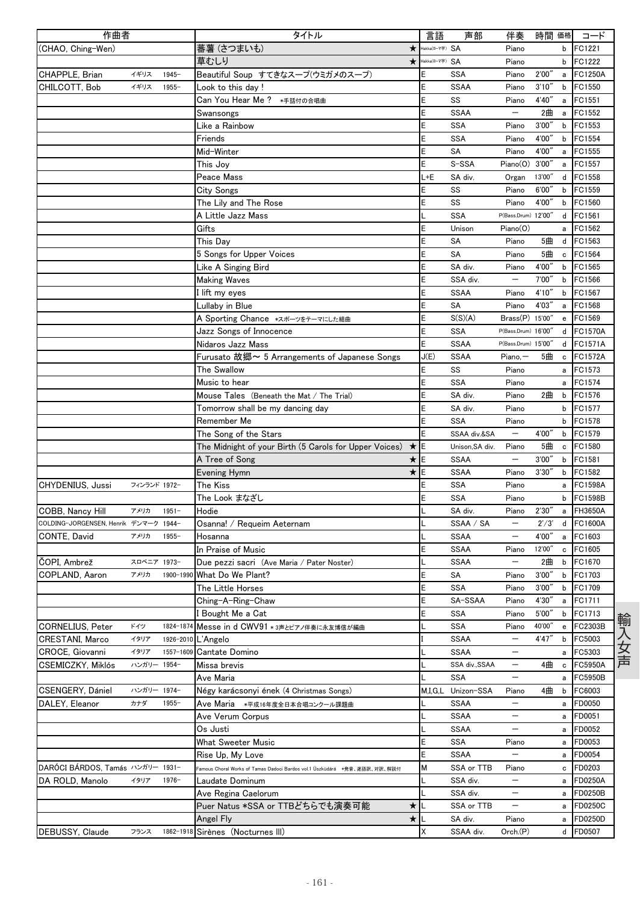| 作曲者 | | | タイトル | 言語 | 声部 | 伴奏 | 時間 | 価格 | コード |
|---|---|---|---|---|---|---|---|---|---|
| (CHAO, Ching-Wen) | | | 蕃薯（さつまいも） ★ | Hakka(ローマ字) | SA | Piano | | b | FC1221 |
| | | | 草むしり ★ | Hakka(ローマ字) | SA | Piano | | b | FC1222 |
| CHAPPLE, Brian | イギリス | 1945- | Beautiful Soup すてきなスープ(ウミガメのスープ) | E | SSA | Piano | 2'00" | a | FC1250A |
| CHILCOTT, Bob | イギリス | 1955- | Look to this day ! | E | SSAA | Piano | 3'10" | b | FC1550 |
| | | | Can You Hear Me ? *手話付の合唱曲 | E | SS | Piano | 4'40" | a | FC1551 |
| | | | Swansongs | E | SSAA | － | 2曲 | a | FC1552 |
| | | | Like a Rainbow | E | SSA | Piano | 3'00" | b | FC1553 |
| | | | Friends | E | SSA | Piano | 4'00" | b | FC1554 |
| | | | Mid-Winter | E | SA | Piano | 4'00" | a | FC1555 |
| | | | This Joy | E | S-SSA | Piano(O) | 3'00" | a | FC1557 |
| | | | Peace Mass | L+E | SA div. | Organ | 13'00" | d | FC1558 |
| | | | City Songs | E | SS | Piano | 6'00" | b | FC1559 |
| | | | The Lily and The Rose | E | SS | Piano | 4'00" | b | FC1560 |
| | | | A Little Jazz Mass | L | SSA | P(Bass.Drum) | 12'00" | d | FC1561 |
| | | | Gifts | E | Unison | Piano(O) | | a | FC1562 |
| | | | This Day | E | SA | Piano | 5曲 | d | FC1563 |
| | | | 5 Songs for Upper Voices | E | SA | Piano | 5曲 | c | FC1564 |
| | | | Like A Singing Bird | E | SA div. | Piano | 4'00" | b | FC1565 |
| | | | Making Waves | E | SSA div. | － | 7'00" | b | FC1566 |
| | | | I lift my eyes | E | SSAA | Piano | 4'10" | b | FC1567 |
| | | | Lullaby in Blue | E | SA | Piano | 4'03" | a | FC1568 |
| | | | A Sporting Chance *スポーツをテーマにした組曲 | E | S(S)(A) | Brass(P) | 15'00" | e | FC1569 |
| | | | Jazz Songs of Innocence | E | SSA | P(Bass.Drum) | 16'00" | d | FC1570A |
| | | | Nidaros Jazz Mass | E | SSAA | P(Bass.Drum) | 15'00" | d | FC1571A |
| | | | Furusato 故郷～ 5 Arrangements of Japanese Songs | J(E) | SSAA | Piano,－ | 5曲 | c | FC1572A |
| | | | The Swallow | E | SS | Piano | | a | FC1573 |
| | | | Music to hear | E | SSA | Piano | | a | FC1574 |
| | | | Mouse Tales (Beneath the Mat / The Trial) | E | SA div. | Piano | 2曲 | b | FC1576 |
| | | | Tomorrow shall be my dancing day | E | SA div. | Piano | | b | FC1577 |
| | | | Remember Me | E | SSA | Piano | | b | FC1578 |
| | | | The Song of the Stars | E | SSAA div.&SA | － | 4'00" | b | FC1579 |
| | | | The Midnight of your Birth (5 Carols for Upper Voices) ★ | E | Unison,SA div. | Piano | 5曲 | c | FC1580 |
| | | | A Tree of Song ★ | E | SSAA | － | 3'00" | b | FC1581 |
| | | | Evening Hymn ★ | E | SSAA | Piano | 3'30" | b | FC1582 |
| CHYDENIUS, Jussi | フィンランド | 1972- | The Kiss | E | SSA | Piano | | a | FC1598A |
| | | | The Look まなざし | E | SSA | Piano | | b | FC1598B |
| COBB, Nancy Hill | アメリカ | 1951- | Hodie | L | SA div. | Piano | 2'30" | a | FH3650A |
| COLDING-JORGENSEN, Henrik | デンマーク | 1944- | Osanna! / Requeim Aeternam | L | SSAA / SA | － | 2'/3' | d | FC1600A |
| CONTE, David | アメリカ | 1955- | Hosanna | L | SSAA | － | 4'00" | a | FC1603 |
| | | | In Praise of Music | E | SSAA | Piano | 12'00" | c | FC1605 |
| ČOPI, Ambrež | スロベニア | 1973- | Due pezzi sacri (Ave Maria / Pater Noster) | L | SSAA | － | 2曲 | b | FC1670 |
| COPLAND, Aaron | アメリカ | 1900-1990 | What Do We Plant? | E | SA | Piano | 3'00" | b | FC1703 |
| | | | The Little Horses | E | SSA | Piano | 3'00" | b | FC1709 |
| | | | Ching-A-Ring-Chaw | E | SA-SSAA | Piano | 4'30" | a | FC1711 |
| | | | I Bought Me a Cat | E | SSA | Piano | 5'00" | b | FC1713 |
| CORNELIUS, Peter | ドイツ | 1824-1874 | Messe in d CWV91 *3声とピアノ伴奏に永友博信が編曲 | L | SSA | Piano | 40'00" | e | FC2303B |
| CRESTANI, Marco | イタリア | 1926-2010 | L'Angelo | I | SSAA | － | 4'47" | b | FC5003 |
| CROCE, Giovanni | イタリア | 1557-1609 | Cantate Domino | L | SSAA | － | | a | FC5303 |
| CSEMICZKY, Miklós | ハンガリー | 1954- | Missa brevis | L | SSA div.,SSAA | － | 4曲 | c | FC5950A |
| | | | Ave Maria | L | SSA | － | | a | FC5950B |
| CSENGERY, Dániel | ハンガリー | 1974- | Négy karácsonyi ének (4 Christmas Songs) | M,I,G,L | Unizon-SSA | Piano | 4曲 | b | FC6003 |
| DALEY, Eleanor | カナダ | 1955- | Ave Maria *平成16年度全日本合唱コンクール課題曲 | L | SSAA | － | | a | FD0050 |
| | | | Ave Verum Corpus | L | SSAA | － | | a | FD0051 |
| | | | Os Justi | L | SSAA | － | | a | FD0052 |
| | | | What Sweeter Music | E | SSA | Piano | | a | FD0053 |
| | | | Rise Up, My Love | E | SSAA | － | | a | FD0054 |
| DARÓCI BÁRDOS, Tamás | ハンガリー | 1931- | Famous Choral Works of Tamas Dadoci Bardos vol.1 Üszküdárá *発音、逐語訳、対訳、解説付 | M | SSA or TTB | Piano | | c | FD0203 |
| DA ROLD, Manolo | イタリア | 1976- | Laudate Dominum | L | SSA div. | － | | a | FD0250A |
| | | | Ave Regina Caelorum | L | SSA div. | － | | a | FD0250B |
| | | | Puer Natus *SSA or TTBどちらでも演奏可能 ★ | L | SSA or TTB | － | | a | FD0250C |
| | | | Angel Fly ★ | L | SA div. | Piano | | a | FD0250D |
| DEBUSSY, Claude | フランス | 1862-1918 | Sirènes (Nocturnes III) | X | SSAA div. | Orch.(P) | | d | FD0507 |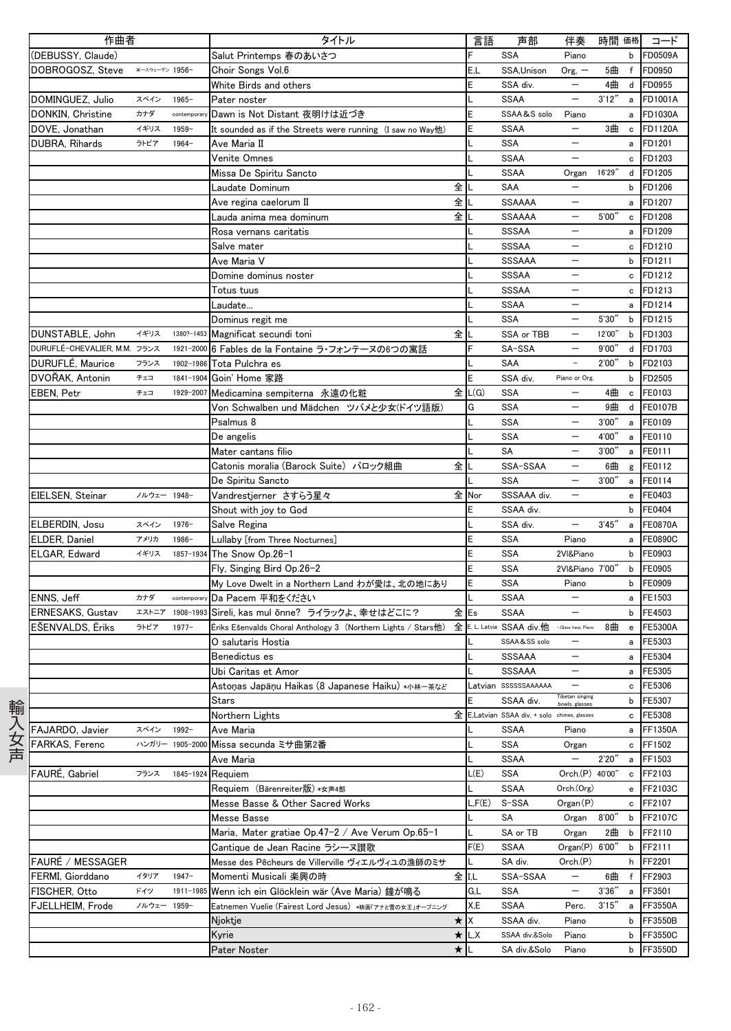| 作曲者 | | | タイトル | | 言語 | 声部 | 伴奏 | 時間 | 価格 | コード |
|---|---|---|---|---|---|---|---|---|---|---|
| (DEBUSSY, Claude) | | | Salut Printemps 春のあいさつ | | F | SSA | Piano | | b | FD0509A |
| DOBROGOSZ, Steve | 米-スウェーデン | 1956- | Choir Songs Vol.6 | | E,L | SSA,Unison | Org, — | 5曲 | f | FD0950 |
| | | | White Birds and others | | E | SSA div. | — | 4曲 | d | FD0955 |
| DOMINGUEZ, Julio | スペイン | 1965- | Pater noster | | L | SSAA | — | 3'12" | a | FD1001A |
| DONKIN, Christine | カナダ | contemporary | Dawn is Not Distant 夜明けは近づき | | E | SSAA&S solo | Piano | | a | FD1030A |
| DOVE, Jonathan | イギリス | 1959- | It sounded as if the Streets were running (I saw no Way他) | | E | SSAA | — | 3曲 | c | FD1120A |
| DUBRA, Rihards | ラトビア | 1964- | Ave Maria II | | L | SSA | — | | a | FD1201 |
| | | | Venite Omnes | | L | SSAA | — | | c | FD1203 |
| | | | Missa De Spiritu Sancto | | L | SSAA | Organ | 16'29" | d | FD1205 |
| | | | Laudate Dominum | 全 | L | SAA | — | | b | FD1206 |
| | | | Ave regina caelorum II | 全 | L | SSAAAA | — | | a | FD1207 |
| | | | Lauda anima mea dominum | 全 | L | SSAAAA | — | 5'00" | c | FD1208 |
| | | | Rosa vernans caritatis | | L | SSSAA | — | | a | FD1209 |
| | | | Salve mater | | L | SSSAA | — | | c | FD1210 |
| | | | Ave Maria V | | L | SSSAAA | — | | b | FD1211 |
| | | | Domine dominus noster | | L | SSSAA | — | | c | FD1212 |
| | | | Totus tuus | | L | SSSAA | — | | c | FD1213 |
| | | | Laudate... | | L | SSAA | — | | a | FD1214 |
| | | | Dominus regit me | | L | SSA | — | 5'30" | b | FD1215 |
| DUNSTABLE, John | イギリス | 1380?-1453 | Magnificat secundi toni | 全 | L | SSA or TBB | — | 12'00" | b | FD1303 |
| DURUFLÉ-CHEVALIER, M.M. | フランス | 1921-2000 | 6 Fables de la Fontaine ラ・フォンテーヌの6つの寓話 | | F | SA-SSA | — | 9'00" | d | FD1703 |
| DURUFLÉ, Maurice | フランス | 1902-1986 | Tota Pulchra es | | L | SAA | - | 2'00" | b | FD2103 |
| DVOŘAK, Antonin | チェコ | 1841-1904 | Goin' Home 家路 | | E | SSA div. | Piano or Org. | | b | FD2505 |
| EBEN, Petr | チェコ | 1929-2007 | Medicamina sempiterna 永遠の化粧 | 全 | L(G) | SSA | — | 4曲 | c | FE0103 |
| | | | Von Schwalben und Mädchen ツバメと少女(ドイツ語版) | | G | SSA | — | 9曲 | d | FE0107B |
| | | | Psalmus 8 | | L | SSA | — | 3'00" | a | FE0109 |
| | | | De angelis | | L | SSA | — | 4'00" | a | FE0110 |
| | | | Mater cantans filio | | L | SA | — | 3'00" | a | FE0111 |
| | | | Catonis moralia (Barock Suite) バロック組曲 | 全 | L | SSA-SSAA | — | 6曲 | g | FE0112 |
| | | | De Spiritu Sancto | | L | SSA | — | 3'00" | a | FE0114 |
| EIELSEN, Steinar | ノルウェー | 1948- | Vandrestjerner さすらう星々 | 全 | Nor | SSSAAA div. | — | | e | FE0403 |
| | | | Shout with joy to God | | E | SSAA div. | | | b | FE0404 |
| ELBERDIN, Josu | スペイン | 1976- | Salve Regina | | L | SSA div. | — | 3'45" | a | FE0870A |
| ELDER, Daniel | アメリカ | 1986- | Lullaby [from Three Nocturnes] | | E | SSA | Piano | | a | FE0890C |
| ELGAR, Edward | イギリス | 1857-1934 | The Snow Op.26-1 | | E | SSA | 2Vl&Piano | | b | FE0903 |
| | | | Fly, Singing Bird Op.26-2 | | E | SSA | 2Vl&Piano | 7'00" | b | FE0905 |
| | | | My Love Dwelt in a Northern Land わが愛は、北の地にあり | | E | SSA | Piano | | b | FE0909 |
| ENNS, Jeff | カナダ | contemporary | Da Pacem 平和をください | | L | SSAA | — | | a | FE1503 |
| ERNESAKS, Gustav | エストニア | 1908-1993 | Sireli, kas mul õnne? ライラックよ、幸せはどこに? | 全 | Es | SSAA | — | | b | FE4503 |
| EŠENVALDS, Ēriks | ラトビア | 1977- | Ēriks Ešenvalds Choral Anthology 3 (Northern Lights / Stars他) | 全 | E, L, Latvia | SSAA div.他 | -,Glass harp, Piano | 8曲 | e | FE5300A |
| | | | O salutaris Hostia | | L | SSAA&SS solo | — | | a | FE5303 |
| | | | Benedictus es | | L | SSSAAA | — | | a | FE5304 |
| | | | Ubi Caritas et Amor | | L | SSSAAA | — | | a | FE5305 |
| | | | Astoņas Japāņu Haikas (8 Japanese Haiku) *小林一茶など | | Latvian | SSSSSSAAAAAA | — | | c | FE5306 |
| | | | Stars | | E | SSAA div. | Tibetan singing bowls, glasses | | b | FE5307 |
| | | | Northern Lights | 全 | E,Latvian | SSAA div. + solo | chimes, glasses | | c | FE5308 |
| FAJARDO, Javier | スペイン | 1992- | Ave Maria | | L | SSAA | Piano | | a | FF1350A |
| FARKAS, Ferenc | ハンガリー | 1905-2000 | Missa secunda ミサ曲第2番 | | L | SSA | Organ | | c | FF1502 |
| | | | Ave Maria | | L | SSAA | — | 2'20" | a | FF1503 |
| FAURÉ, Gabriel | フランス | 1845-1924 | Requiem | | L(E) | SSA | Orch.(P) | 40'00" | c | FF2103 |
| | | | Requiem (Bärenreiter版) *女声4部 | | L | SSAA | Orch.(Org) | | e | FF2103C |
| | | | Messe Basse & Other Sacred Works | | L,F(E) | S-SSA | Organ(P) | | c | FF2107 |
| | | | Messe Basse | | L | SA | Organ | 8'00" | b | FF2107C |
| | | | Maria, Mater gratiae Op.47-2 / Ave Verum Op.65-1 | | L | SA or TB | Organ | 2曲 | b | FF2110 |
| | | | Cantique de Jean Racine ラシーヌ讃歌 | | F(E) | SSAA | Organ(P) | 6'00" | b | FF2111 |
| FAURÉ / MESSAGER | | | Messe des Pêcheurs de Villerville ヴィエルヴィユの漁師のミサ | | L | SA div. | Orch.(P) | | h | FF2201 |
| FERMI, Giorddano | イタリア | 1947- | Momenti Musicali 楽興の時 | 全 | I,L | SSA-SSAA | — | 6曲 | f | FF2903 |
| FISCHER, Otto | ドイツ | 1911-1985 | Wenn ich ein Glöcklein wär (Ave Maria) 鐘が鳴る | | G,L | SSA | — | 3'36" | a | FF3501 |
| FJELLHEIM, Frode | ノルウェー | 1959- | Eatnemen Vuelie (Fairest Lord Jesus) *映画「アナと雪の女王」オープニング | | X,E | SSAA | Perc. | 3'15" | a | FF3550A |
| | | | Njoktje | ★ | X | SSAA div. | Piano | | b | FF3550B |
| | | | Kyrie | ★ | L,X | SSAA div.&Solo | Piano | | b | FF3550C |
| | | | Pater Noster | ★ | L | SA div.&Solo | Piano | | b | FF3550D |

輸入女声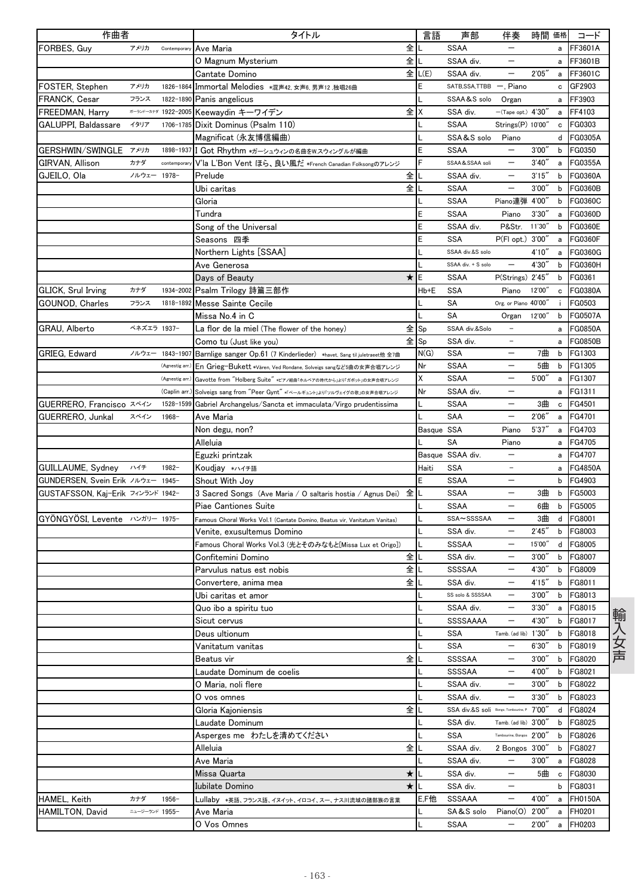| 作曲者 | | | タイトル | | 言語 | 声部 | 伴奏 | 時間 | 価格 | コード |
|---|---|---|---|---|---|---|---|---|---|---|
| FORBES, Guy | アメリカ | Contemporary | Ave Maria | 全 | L | SSAA | ー | | a | FF3601A |
| | | | O Magnum Mysterium | 全 | L | SSAA div. | ー | | a | FF3601B |
| | | | Cantate Domino | 全 | L(E) | SSAA div. | ー | 2'05" | a | FF3601C |
| FOSTER, Stephen | アメリカ | 1826-1864 | Immortal Melodies ＊混声42, 女声6, 男声12 ,独唱26曲 | | E | SATB,SSA,TTBB | ー, Piano | | c | GF2903 |
| FRANCK, Cesar | フランス | 1822-1890 | Panis angelicus | | L | SSAA&S solo | Organ | | a | FF3903 |
| FREEDMAN, Harry | ポーランド-カナダ | 1922-2005 | Keewaydin キーワイデン | 全 | X | SSA div. | ー(Tape opt.) | 4'30" | a | FF4103 |
| GALUPPI, Baldassare | イタリア | 1706-1785 | Dixit Dominus (Psalm 110) | | L | SSAA | Strings(P) | 10'00" | c | FG0303 |
| | | | Magnificat (永友博信編曲) | | L | SSA&S solo | Piano | | d | FG0305A |
| GERSHWIN/SWINGLE | アメリカ | 1898-1937 | I Got Rhythm ＊ガーシュウィンの名曲をW.スウィングルが編曲 | | E | SSAA | ー | 3'00" | b | FG0350 |
| GIRVAN, Allison | カナダ | contemporary | V'la L'Bon Vent ほら、良い風だ ＊French Canadian Folksongのアレンジ | | F | SSAA&SSAA soli | ー | 3'40" | a | FG0355A |
| GJEILO, Ola | ノルウェー | 1978- | Prelude | 全 | L | SSAA div. | ー | 3'15" | b | FG0360A |
| | | | Ubi caritas | 全 | L | SSAA | ー | 3'00" | b | FG0360B |
| | | | Gloria | | L | SSAA | Piano連弾 | 4'00" | b | FG0360C |
| | | | Tundra | | E | SSAA | Piano | 3'30" | a | FG0360D |
| | | | Song of the Universal | | E | SSAA div. | P&Str. | 11'30" | b | FG0360E |
| | | | Seasons 四季 | | E | SSA | P(Fl opt.) | 3'00" | a | FG0360F |
| | | | Northern Lights [SSAA] | | L | SSAA div.&S solo | | 4'10" | a | FG0360G |
| | | | Ave Generosa | | L | SSAA div. + S solo | ー | 4'30" | b | FG0360H |
| | | | Days of Beauty | ★ | E | SSAA | P(Strings) | 2'45" | b | FG0361 |
| GLICK, Srul Irving | カナダ | 1934-2002 | Psalm Trilogy 詩篇三部作 | | Hb+E | SSA | Piano | 12'00" | c | FG0380A |
| GOUNOD, Charles | フランス | 1818-1892 | Messe Sainte Cecile | | L | SA | Org. or Piano | 40'00" | i | FG0503 |
| | | | Missa No.4 in C | | L | SA | Organ | 12'00" | b | FG0507A |
| GRAU, Alberto | ベネズエラ | 1937- | La flor de la miel (The flower of the honey) | 全 | Sp | SSAA div.&Solo | － | | a | FG0850A |
| | | | Como tu (Just like you) | 全 | Sp | SSA div. | － | | a | FG0850B |
| GRIEG, Edward | ノルウェー | 1843-1907 | Barnlige sanger Op.61 (7 Kinderlieder) ＊havet, Sang til juletraeet他 全7曲 | | N(G) | SSA | ー | 7曲 | b | FG1303 |
| | | (Agnestig arr.) | En Grieg-Bukett ＊Våren, Ved Rondane, Solveigs sangなど5曲の女声合唱アレンジ | | Nr | SSAA | ー | 5曲 | b | FG1305 |
| | | (Agnestig arr.) | Gavotte from "Holberg Suite" ＊ピアノ組曲「ホルベアの時代から」より「ガボット」の女声合唱アレンジ | | X | SSAA | ー | 5'00" | a | FG1307 |
| | | (Caplin arr.) | Solveigs sang from "Peer Gynt" ＊「ペールギュント」より「ソルヴェイグの歌」の女声合唱アレンジ | | Nr | SSAA div. | ー | | a | FG1311 |
| GUERRERO, Francisco | スペイン | 1528-1599 | Gabriel Archangelus/Sancta et immaculata/Virgo prudentissima | | L | SSAA | ー | 3曲 | c | FG4501 |
| GUERRERO, Junkal | スペイン | 1968- | Ave Maria | | L | SAA | ー | 2'06" | a | FG4701 |
| | | | Non degu, non? | | Basque | SSA | Piano | 5'37" | a | FG4703 |
| | | | Alleluia | | L | SA | Piano | | a | FG4705 |
| | | | Eguzki printzak | | Basque | SSAA div. | ー | | a | FG4707 |
| GUILLAUME, Sydney | ハイチ | 1982- | Koudjay ＊ハイチ語 | | Haiti | SSA | － | | a | FG4850A |
| GUNDERSEN, Svein Erik | ノルウェー | 1945- | Shout With Joy | | E | SSAA | ー | | b | FG4903 |
| GUSTAFSSON, Kaj-Erik | フィンランド | 1942- | 3 Sacred Songs (Ave Maria / O saltaris hostia / Agnus Dei) | 全 | L | SSAA | ー | 3曲 | b | FG5003 |
| | | | Piae Cantiones Suite | | L | SSAA | ー | 6曲 | b | FG5005 |
| GYÖNGYÖSI, Levente | ハンガリー | 1975- | Famous Choral Works Vol.1 (Cantate Domino, Beatus vir, Vanitatum Vanitas) | | L | SSA～SSSSAA | ー | 3曲 | d | FG8001 |
| | | | Venite, exusultemus Domino | | L | SSA div. | ー | 2'45" | b | FG8003 |
| | | | Famous Choral Works Vol.3 (光とそのみなもと[Missa Lux et Origo]) | | L | SSSAA | ー | 15'00" | d | FG8005 |
| | | | Confitemini Domino | 全 | L | SSA div. | ー | 3'00" | b | FG8007 |
| | | | Parvulus natus est nobis | 全 | L | SSSSAA | ー | 4'30" | b | FG8009 |
| | | | Convertere, anima mea | 全 | L | SSA div. | ー | 4'15" | b | FG8011 |
| | | | Ubi caritas et amor | | L | SS solo & SSSSAA | ー | 3'00" | b | FG8013 |
| | | | Quo ibo a spiritu tuo | | L | SSAA div. | ー | 3'30" | a | FG8015 |
| | | | Sicut cervus | | L | SSSSAAAA | ー | 4'30" | b | FG8017 |
| | | | Deus ultionum | | L | SSA | Tamb. (ad lib) | 1'30" | b | FG8018 |
| | | | Vanitatum vanitas | | L | SSA | ー | 6'30" | b | FG8019 |
| | | | Beatus vir | 全 | L | SSSSAA | ー | 3'00" | b | FG8020 |
| | | | Laudate Dominum de coelis | | L | SSSSAA | ー | 4'00" | b | FG8021 |
| | | | O Maria, noli flere | | L | SSAA div. | ー | 3'00" | b | FG8022 |
| | | | O vos omnes | | L | SSAA div. | ー | 3'30" | b | FG8023 |
| | | | Gloria Kajoniensis | 全 | L | SSA div.&S soli | Bongo, Tambourine, P | 7'00" | d | FG8024 |
| | | | Laudate Dominum | | L | SSA div. | Tamb. (ad lib) | 3'00" | b | FG8025 |
| | | | Asperges me わたしを清めてください | | L | SSA | Tambourine, Bongos | 2'00" | b | FG8026 |
| | | | Alleluia | 全 | L | SSAA div. | 2 Bongos | 3'00" | b | FG8027 |
| | | | Ave Maria | | L | SSAA div. | ー | 3'00" | a | FG8028 |
| | | | Missa Quarta | ★ | L | SSA div. | ー | 5曲 | c | FG8030 |
| | | | Iubilate Domino | ★ | L | SSA div. | ー | | b | FG8031 |
| HAMEL, Keith | カナダ | 1956- | Lullaby ＊英語、フランス語、イヌイット、イロコイ、スー、ナス川流域の諸部族の言葉 | | E,F他 | SSSAAA | ー | 4'00" | a | FH0150A |
| HAMILTON, David | ニュージーランド | 1955- | Ave Maria | | L | SA&S solo | Piano(O) | 2'00" | a | FH0201 |
| | | | O Vos Omnes | | L | SSAA | ー | 2'00" | a | FH0203 |

輸入女声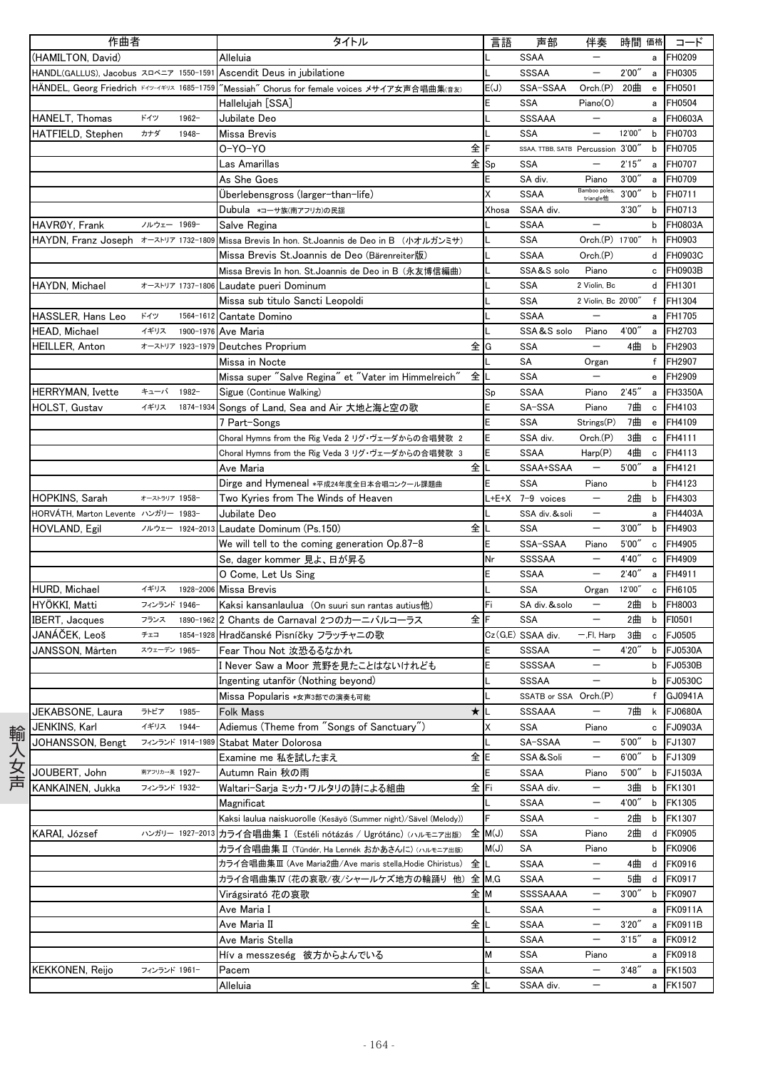| 作曲者 | | | タイトル | | 言語 | 声部 | 伴奏 | 時間 | 価格 | コード |
|---|---|---|---|---|---|---|---|---|---|---|
| (HAMILTON, David) | | | Alleluia | | L | SSAA | ― | | a | FH0209 |
| HANDL(GALLUS), Jacobus | スロベニア | 1550-1591 | Ascendit Deus in jubilatione | | L | SSSAA | ― | 2'00" | a | FH0305 |
| HÄNDEL, Georg Friedrich | ドイツ-イギリス | 1685-1759 | "Messiah" Chorus for female voices メサイア女声合唱曲集(音友) | | E(J) | SSA-SSAA | Orch.(P) | 20曲 | e | FH0501 |
| | | | Hallelujah [SSA] | | E | SSA | Piano(O) | | a | FH0504 |
| HANELT, Thomas | ドイツ | 1962- | Jubilate Deo | | L | SSSAAA | ― | | a | FH0603A |
| HATFIELD, Stephen | カナダ | 1948- | Missa Brevis | | L | SSA | ― | 12'00" | b | FH0703 |
| | | | O-YO-YO | 全 | F | SSAA, TTBB, SATB | Percussion | 3'00" | b | FH0705 |
| | | | Las Amarillas | 全 | Sp | SSA | ― | 2'15" | a | FH0707 |
| | | | As She Goes | | E | SA div. | Piano | 3'00" | a | FH0709 |
| | | | Überlebensgross (larger-than-life) | | X | SSAA | Bamboo poles, triangle他 | 3'00" | b | FH0711 |
| | | | Dubula *コーサ族(南アフリカ)の民謡 | | Xhosa | SSAA div. | | 3'30" | b | FH0713 |
| HAVRØY, Frank | ノルウェー | 1969- | Salve Regina | | L | SSAA | ― | | b | FH0803A |
| HAYDN, Franz Joseph | オーストリア | 1732-1809 | Missa Brevis In hon. St.Joannis de Deo in B (小オルガンミサ) | | L | SSA | Orch.(P) | 17'00" | h | FH0903 |
| | | | Missa Brevis St.Joannis de Deo (Bärenreiter版) | | L | SSAA | Orch.(P) | | d | FH0903C |
| | | | Missa Brevis In hon. St.Joannis de Deo in B (永友博信編曲) | | L | SSA&S solo | Piano | | c | FH0903B |
| HAYDN, Michael | オーストリア | 1737-1806 | Laudate pueri Dominum | | L | SSA | 2 Violin, Bc | | d | FH1301 |
| | | | Missa sub titulo Sancti Leopoldi | | L | SSA | 2 Violin, Bc | 20'00" | f | FH1304 |
| HASSLER, Hans Leo | ドイツ | 1564-1612 | Cantate Domino | | L | SSAA | ― | | a | FH1705 |
| HEAD, Michael | イギリス | 1900-1976 | Ave Maria | | L | SSA&S solo | Piano | 4'00" | a | FH2703 |
| HEILLER, Anton | オーストリア | 1923-1979 | Deutches Proprium | 全 | G | SSA | ― | 4曲 | b | FH2903 |
| | | | Missa in Nocte | | L | SA | Organ | | f | FH2907 |
| | | | Missa super "Salve Regina" et "Vater im Himmelreich" | 全 | L | SSA | ― | | e | FH2909 |
| HERRYMAN, Ivette | キューバ | 1982- | Sigue (Continue Walking) | | Sp | SSAA | Piano | 2'45" | a | FH3350A |
| HOLST, Gustav | イギリス | 1874-1934 | Songs of Land, Sea and Air 大地と海と空の歌 | | E | SA-SSA | Piano | 7曲 | c | FH4103 |
| | | | 7 Part-Songs | | E | SSA | Strings(P) | 7曲 | e | FH4109 |
| | | | Choral Hymns from the Rig Veda 2 リグ・ヴェーダからの合唱賛歌 2 | | E | SSA div. | Orch.(P) | 3曲 | c | FH4111 |
| | | | Choral Hymns from the Rig Veda 3 リグ・ヴェーダからの合唱賛歌 3 | | E | SSAA | Harp(P) | 4曲 | c | FH4113 |
| | | | Ave Maria | 全 | L | SSAA+SSAA | ― | 5'00" | a | FH4121 |
| | | | Dirge and Hymeneal *平成24年度全日本合唱コンクール課題曲 | | E | SSA | Piano | | b | FH4123 |
| HOPKINS, Sarah | オーストラリア | 1958- | Two Kyries from The Winds of Heaven | | L+E+X | 7-9 voices | ― | 2曲 | b | FH4303 |
| HORVÁTH, Marton Levente | ハンガリー | 1983- | Jubilate Deo | | L | SSA div.&soli | ― | | a | FH4403A |
| HOVLAND, Egil | ノルウェー | 1924-2013 | Laudate Dominum (Ps.150) | 全 | L | SSA | ― | 3'00" | b | FH4903 |
| | | | We will tell to the coming generation Op.87-8 | | E | SSA-SSAA | Piano | 5'00" | c | FH4905 |
| | | | Se, dager kommer 見よ、日が昇る | | Nr | SSSSAA | ― | 4'40" | c | FH4909 |
| | | | O Come, Let Us Sing | | E | SSAA | ― | 2'40" | a | FH4911 |
| HURD, Michael | イギリス | 1928-2006 | Missa Brevis | | L | SSA | Organ | 12'00" | c | FH6105 |
| HYÖKKI, Matti | フィンランド | 1946- | Kaksi kansanlaulua (On suuri sun rantas autius他) | | Fi | SA div.&solo | ― | 2曲 | b | FH8003 |
| IBERT, Jacques | フランス | 1890-1962 | 2 Chants de Carnaval 2つのカーニバルコーラス | 全 | F | SSA | ― | 2曲 | b | FI0501 |
| JANÁČEK, Leoš | チェコ | 1854-1928 | Hradčanské Písničky フラッチャニの歌 | | Cz(G,E) | SSAA div. | ―,Fl, Harp | 3曲 | c | FJ0505 |
| JANSSON, Mårten | スウェーデン | 1965- | Fear Thou Not 汝恐るるなかれ | | E | SSSAA | ― | 4'20" | b | FJ0530A |
| | | | I Never Saw a Moor 荒野を見たことはないけれども | | E | SSSSAA | ― | | b | FJ0530B |
| | | | Ingenting utanför (Nothing beyond) | | L | SSSAA | ― | | b | FJ0530C |
| | | | Missa Popularis *女声3部での演奏も可能 | | L | SSATB or SSA | Orch.(P) | | f | GJ0941A |
| JEKABSONE, Laura | ラトビア | 1985- | Folk Mass | ★ | L | SSSAAA | ― | 7曲 | k | FJ0680A |
| JENKINS, Karl | イギリス | 1944- | Adiemus (Theme from "Songs of Sanctuary") | | X | SSA | Piano | | c | FJ0903A |
| JOHANSSON, Bengt | フィンランド | 1914-1989 | Stabat Mater Dolorosa | | L | SA-SSAA | ― | 5'00" | b | FJ1307 |
| | | | Examine me 私を試したまえ | 全 | E | SSA&Soli | ― | 6'00" | b | FJ1309 |
| JOUBERT, John | 南アフリカ-英 | 1927- | Autumn Rain 秋の雨 | | E | SSAA | Piano | 5'00" | b | FJ1503A |
| KANKAINEN, Jukka | フィンランド | 1932- | Waltari-Sarja ミッカ・ワルタリの詩による組曲 | 全 | Fi | SSAA div. | ― | 3曲 | b | FK1301 |
| | | | Magnificat | | L | SSAA | ― | 4'00" | b | FK1305 |
| | | | Kaksi laulua naiskuorolle (Kesäyö (Summer night)/Sävel (Melody)) | | F | SSAA | ― | 2曲 | b | FK1307 |
| KARAI, József | ハンガリー | 1927-2013 | カライ合唱曲集 I (Estéli nótázás / Ugrótánc) (ハルモニア出版) | 全 | M(J) | SSA | Piano | 2曲 | d | FK0905 |
| | | | カライ合唱曲集 II (Tündér, Ha Lennék おかあさんに) (ハルモニア出版) | | M(J) | SA | Piano | | b | FK0906 |
| | | | カライ合唱曲集 III (Ave Maria2曲/Ave maris stella,Hodie Chiristus) | 全 | L | SSAA | ― | 4曲 | d | FK0916 |
| | | | カライ合唱曲集 IV (花の哀歌/夜/シャールケズ地方の輪踊り 他) | 全 | M,G | SSAA | ― | 5曲 | d | FK0917 |
| | | | Virágsirató 花の哀歌 | 全 | M | SSSSAAAA | ― | 3'00" | b | FK0907 |
| | | | Ave Maria I | | L | SSAA | ― | | a | FK0911A |
| | | | Ave Maria II | 全 | L | SSAA | ― | 3'20" | a | FK0911B |
| | | | Ave Maris Stella | | L | SSAA | ― | 3'15" | a | FK0912 |
| | | | Hív a messzeség 彼方からよんでいる | | M | SSA | Piano | | a | FK0918 |
| KEKKONEN, Reijo | フィンランド | 1961- | Pacem | | L | SSAA | ― | 3'48" | a | FK1503 |
| | | | Alleluia | 全 | L | SSAA div. | ― | | a | FK1507 |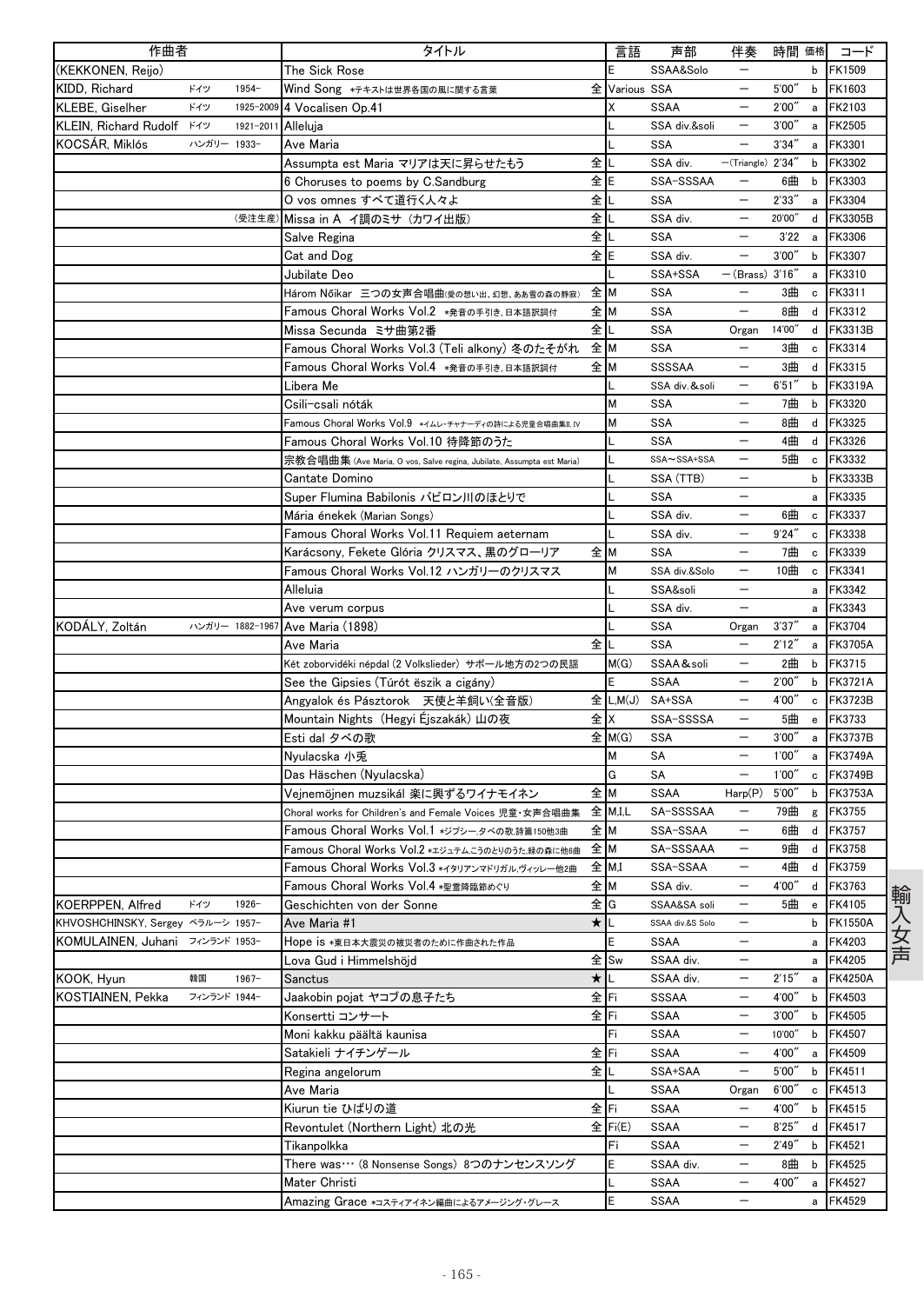| 作曲者 | | | タイトル | | 言語 | 声部 | 伴奏 | 時間 | 価格 | コード |
|---|---|---|---|---|---|---|---|---|---|---|
| (KEKKONEN, Reijo) | | | The Sick Rose | | E | SSAA&Solo | ― | | b | FK1509 |
| KIDD, Richard | ドイツ | 1954- | Wind Song *テキストは世界各国の風に関する言葉 | 全 | Various | SSA | ― | 5'00" | b | FK1603 |
| KLEBE, Giselher | ドイツ | 1925-2009 | 4 Vocalisen Op.41 | | X | SSAA | ― | 2'00" | a | FK2103 |
| KLEIN, Richard Rudolf | ドイツ | 1921-2011 | Alleluja | | L | SSA div.&soli | ― | 3'00" | a | FK2505 |
| KOCSÁR, Miklós | ハンガリー | 1933- | Ave Maria | | L | SSA | ― | 3'34" | a | FK3301 |
| | | | Assumpta est Maria マリアは天に昇らせたもう | 全 | L | SSA div. | ―(Triangle) | 2'34" | b | FK3302 |
| | | | 6 Choruses to poems by C.Sandburg | 全 | E | SSA-SSSAA | ― | 6曲 | b | FK3303 |
| | | | O vos omnes すべて道行く人々よ | 全 | L | SSA | ― | 2'33" | a | FK3304 |
| | | (受注生産) | Missa in A イ調のミサ（カワイ出版） | 全 | L | SSA div. | ― | 20'00" | d | FK3305B |
| | | | Salve Regina | 全 | L | SSA | ― | 3'22 | a | FK3306 |
| | | | Cat and Dog | 全 | E | SSA div. | ― | 3'00" | b | FK3307 |
| | | | Jubilate Deo | | L | SSA+SSA | ―(Brass) | 3'16" | a | FK3310 |
| | | | Három Nőikar 三つの女声合唱曲(愛の想い出、幻想、ああ雪の森の静寂) | 全 | M | SSA | ― | 3曲 | c | FK3311 |
| | | | Famous Choral Works Vol.2 *発音の手引き、日本語訳詞付 | 全 | M | SSA | ― | 8曲 | d | FK3312 |
| | | | Missa Secunda ミサ曲第2番 | 全 | L | SSA | Organ | 14'00" | d | FK3313B |
| | | | Famous Choral Works Vol.3 (Teli alkony) 冬のたそがれ | 全 | M | SSA | ― | 3曲 | c | FK3314 |
| | | | Famous Choral Works Vol.4 *発音の手引き、日本語訳詞付 | 全 | M | SSSSAA | ― | 3曲 | d | FK3315 |
| | | | Libera Me | | L | SSA div.&soli | ― | 6'51" | b | FK3319A |
| | | | Csili-csali nóták | | M | SSA | ― | 7曲 | b | FK3320 |
| | | | Famous Choral Works Vol.9 *イムレ・チャナーディの詩による児童合唱曲集II, IV | | M | SSA | ― | 8曲 | d | FK3325 |
| | | | Famous Choral Works Vol.10 待降節のうた | | L | SSA | ― | 4曲 | d | FK3326 |
| | | | 宗教合唱曲集 (Ave Maria, O vos, Salve regina, Jubilate, Assumpta est Maria) | | L | SSA～SSA+SSA | ― | 5曲 | c | FK3332 |
| | | | Cantate Domino | | L | SSA (TTB) | ― | | b | FK3333B |
| | | | Super Flumina Babilonis バビロン川のほとりで | | L | SSA | ― | | a | FK3335 |
| | | | Mária énekek (Marian Songs) | | L | SSA div. | ― | 6曲 | c | FK3337 |
| | | | Famous Choral Works Vol.11 Requiem aeternam | | L | SSA div. | ― | 9'24" | c | FK3338 |
| | | | Karácsony, Fekete Glória クリスマス、黒のグローリア | 全 | M | SSA | ― | 7曲 | c | FK3339 |
| | | | Famous Choral Works Vol.12 ハンガリーのクリスマス | | M | SSA div.&Solo | ― | 10曲 | c | FK3341 |
| | | | Alleluia | | L | SSA&soli | ― | | a | FK3342 |
| | | | Ave verum corpus | | L | SSA div. | ― | | a | FK3343 |
| KODÁLY, Zoltán | ハンガリー | 1882-1967 | Ave Maria (1898) | | L | SSA | Organ | 3'37" | a | FK3704 |
| | | | Ave Maria | 全 | L | SSA | ― | 2'12" | a | FK3705A |
| | | | Két zobordvidéki népdal (2 Volkslieder) サボール地方の2つの民謡 | | M(G) | SSAA&soli | ― | 2曲 | b | FK3715 |
| | | | See the Gipsies (Túrót êszik a cigány) | | E | SSAA | ― | 2'00" | b | FK3721A |
| | | | Angyalok és Pásztorok 天使と羊飼い(全音版) | 全 | L,M(J) | SA+SSA | ― | 4'00" | c | FK3723B |
| | | | Mountain Nights (Hegyi Éjszakák) 山の夜 | 全 | X | SSA-SSSSA | ― | 5曲 | e | FK3733 |
| | | | Esti dal 夕べの歌 | 全 | M(G) | SSA | ― | 3'00" | a | FK3737B |
| | | | Nyulacska 小兎 | | M | SA | ― | 1'00" | a | FK3749A |
| | | | Das Häschen (Nyulacska) | | G | SA | ― | 1'00" | c | FK3749B |
| | | | Vejnemöjnen muzsikál 楽に興ずるワイナモイネン | 全 | M | SSAA | Harp(P) | 5'00" | b | FK3753A |
| | | | Choral works for Children's and Female Voices 児童・女声合唱曲集 | 全 | M,I,L | SA-SSSSAA | ― | 79曲 | g | FK3755 |
| | | | Famous Choral Works Vol.1 *ジプシー、夕べの歌、詩篇150他3曲 | 全 | M | SSA-SSAA | ― | 6曲 | d | FK3757 |
| | | | Famous Choral Works Vol.2 *エジュテム、こうのとりのうた、緑の森に他6曲 | 全 | M | SA-SSSAAA | ― | 9曲 | d | FK3758 |
| | | | Famous Choral Works Vol.3 *イタリアンマドリガル、ヴィッレー他2曲 | 全 | M,I | SSA-SSAA | ― | 4曲 | d | FK3759 |
| | | | Famous Choral Works Vol.4 *聖霊降臨節めぐり | 全 | M | SSA div. | ― | 4'00" | d | FK3763 |
| KOERPPEN, Alfred | ドイツ | 1926- | Geschichten von der Sonne | 全 | G | SSAA&SA soli | ― | 5曲 | e | FK4105 |
| KHVOSHCHINSKY, Sergey | ベラルーシ | 1957- | Ave Maria #1 | ★ | L | SSAA div.&S Solo | ― | | b | FK1550A |
| KOMULAINEN, Juhani | フィンランド | 1953- | Hope is *東日本大震災の被災者のために作曲された作品 | | E | SSAA | ― | | a | FK4203 |
| | | | Lova Gud i Himmelshöjd | 全 | Sw | SSAA div. | ― | | a | FK4205 |
| KOOK, Hyun | 韓国 | 1967- | Sanctus | ★ | L | SSAA div. | ― | 2'15" | a | FK4250A |
| KOSTIAINEN, Pekka | フィンランド | 1944- | Jaakobin pojat ヤコブの息子たち | 全 | Fi | SSSAA | ― | 4'00" | b | FK4503 |
| | | | Konsertti コンサート | 全 | Fi | SSAA | ― | 3'00" | b | FK4505 |
| | | | Moni kakku päältä kaunisa | | Fi | SSAA | ― | 10'00" | b | FK4507 |
| | | | Satakieli ナイチンゲール | 全 | Fi | SSAA | ― | 4'00" | a | FK4509 |
| | | | Regina angelorum | 全 | L | SSA+SAA | ― | 5'00" | b | FK4511 |
| | | | Ave Maria | | L | SSAA | Organ | 6'00" | c | FK4513 |
| | | | Kiurun tie ひばりの道 | 全 | Fi | SSAA | ― | 4'00" | b | FK4515 |
| | | | Revontulet (Northern Light) 北の光 | 全 | Fi(E) | SSAA | ― | 8'25" | d | FK4517 |
| | | | Tikanpolkka | | Fi | SSAA | ― | 2'49" | b | FK4521 |
| | | | There was… (8 Nonsense Songs) 8つのナンセンスソング | | E | SSAA div. | ― | 8曲 | b | FK4525 |
| | | | Mater Christi | | L | SSAA | ― | 4'00" | a | FK4527 |
| | | | Amazing Grace *コスティアイネン編曲によるアメージング・グレース | | E | SSAA | ― | | a | FK4529 |

輸入女声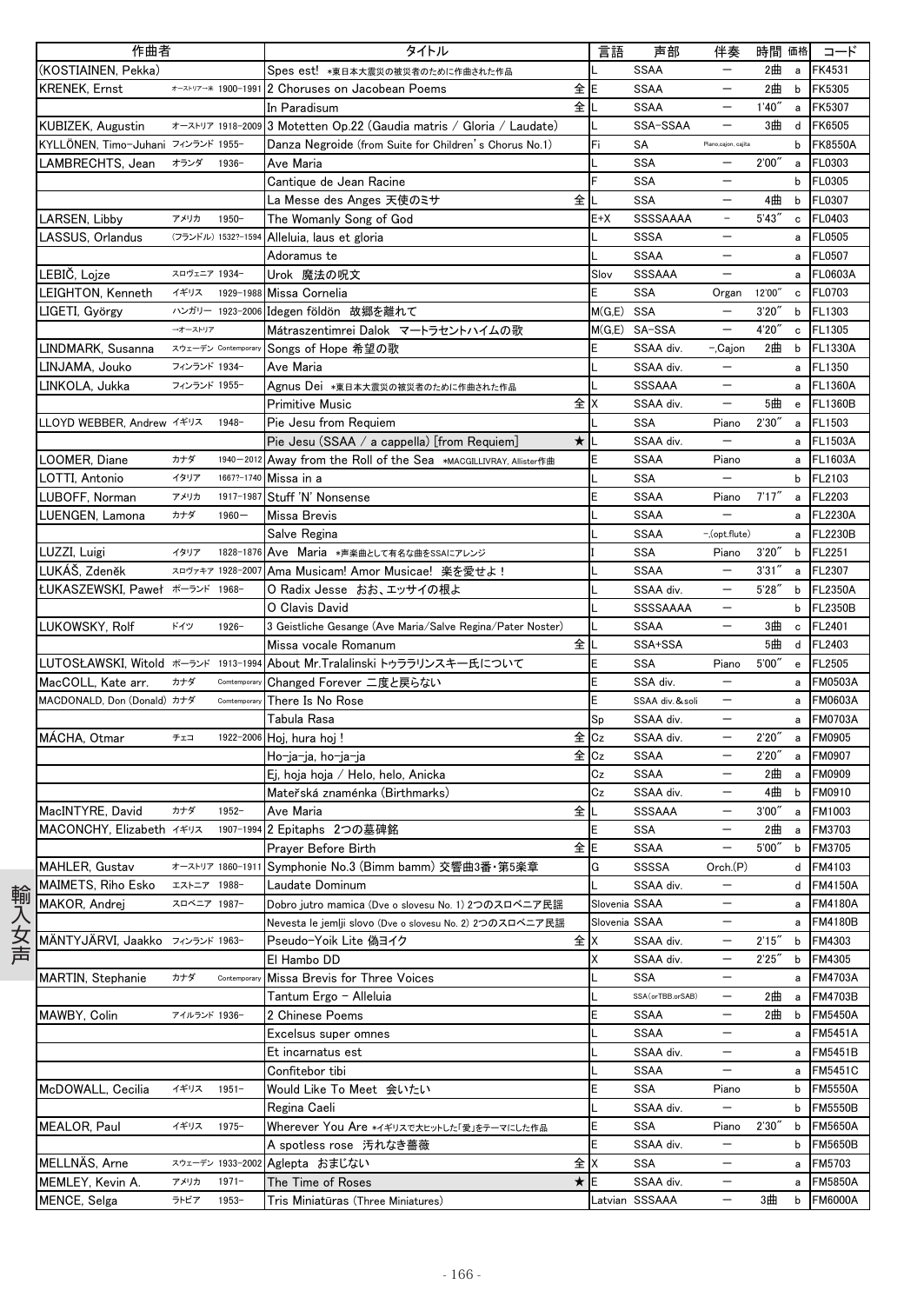| 作曲者 | | | タイトル | | 言語 | 声部 | 伴奏 | 時間 | 価格 | コード |
|---|---|---|---|---|---|---|---|---|---|---|
| (KOSTIAINEN, Pekka) | | | Spes est! *東日本大震災の被災者のために作曲された作品 | | L | SSAA | — | 2曲 | a | FK4531 |
| KRENEK, Ernst | オーストリア→米 | 1900-1991 | 2 Choruses on Jacobean Poems | 全 | E | SSAA | — | 2曲 | b | FK5305 |
| | | | In Paradisum | 全 | L | SSAA | — | 1'40" | a | FK5307 |
| KUBIZEK, Augustin | オーストリア | 1918-2009 | 3 Motetten Op.22 (Gaudia matris / Gloria / Laudate) | | L | SSA-SSAA | — | 3曲 | d | FK6505 |
| KYLLÖNEN, Timo-Juhani | フィンランド | 1955- | Danza Negroide (from Suite for Children's Chorus No.1) | | Fi | SA | Piano,cajon, cajita | | b | FK8550A |
| LAMBRECHTS, Jean | オランダ | 1936- | Ave Maria | | L | SSA | — | 2'00" | a | FL0303 |
| | | | Cantique de Jean Racine | | F | SSA | — | | b | FL0305 |
| | | | La Messe des Anges 天使のミサ | 全 | L | SSA | — | 4曲 | b | FL0307 |
| LARSEN, Libby | アメリカ | 1950- | The Womanly Song of God | | E+X | SSSSAAAA | - | 5'43" | c | FL0403 |
| LASSUS, Orlandus | | (フランドル) 1532?-1594 | Alleluia, laus et gloria | | L | SSSA | — | | a | FL0505 |
| | | | Adoramus te | | L | SSAA | — | | a | FL0507 |
| LEBIČ, Lojze | スロヴェニア | 1934- | Urok 魔法の呪文 | | Slov | SSSAAA | — | | a | FL0603A |
| LEIGHTON, Kenneth | イギリス | 1929-1988 | Missa Cornelia | | E | SSA | Organ | 12'00" | c | FL0703 |
| LIGETI, György | ハンガリー | 1923-2006 | Idegen földön 故郷を離れて | | M(G,E) | SSA | — | 3'20" | b | FL1303 |
| | →オーストリア | | Mátraszentimrei Dalok マートラセントハイムの歌 | | M(G,E) | SA-SSA | — | 4'20" | c | FL1305 |
| LINDMARK, Susanna | スウェーデン | Contemporary | Songs of Hope 希望の歌 | | E | SSAA div. | -,Cajon | 2曲 | b | FL1330A |
| LINJAMA, Jouko | フィンランド | 1934- | Ave Maria | | L | SSAA div. | — | | a | FL1350 |
| LINKOLA, Jukka | フィンランド | 1955- | Agnus Dei *東日本大震災の被災者のために作曲された作品 | | L | SSSAAA | — | | a | FL1360A |
| | | | Primitive Music | 全 | X | SSAA div. | — | 5曲 | e | FL1360B |
| LLOYD WEBBER, Andrew | イギリス | 1948- | Pie Jesu from Requiem | | L | SSA | Piano | 2'30" | a | FL1503 |
| | | | Pie Jesu (SSAA / a cappella) [from Requiem] | ★ | L | SSAA div. | — | | a | FL1503A |
| LOOMER, Diane | カナダ | 1940-2012 | Away from the Roll of the Sea *MACGILLIVRAY, Allister作曲 | | E | SSAA | Piano | | a | FL1603A |
| LOTTI, Antonio | イタリア | 1667?-1740 | Missa in a | | L | SSA | — | | b | FL2103 |
| LUBOFF, Norman | アメリカ | 1917-1987 | Stuff 'N' Nonsense | | E | SSAA | Piano | 7'17" | a | FL2203 |
| LUENGEN, Lamona | カナダ | 1960- | Missa Brevis | | L | SSAA | — | | a | FL2230A |
| | | | Salve Regina | | L | SSAA | -,(opt.flute) | | a | FL2230B |
| LUZZI, Luigi | イタリア | 1828-1876 | Ave Maria *声楽曲として有名な曲をSSAにアレンジ | | I | SSA | Piano | 3'20" | b | FL2251 |
| LUKÁŠ, Zdeněk | スロヴァキア | 1928-2007 | Ama Musicam! Amor Musicae! 楽を愛せよ! | | L | SSAA | — | 3'31" | a | FL2307 |
| ŁUKASZEWSKI, Paweł | ポーランド | 1968- | O Radix Jesse おお、エッサイの根よ | | L | SSAA div. | — | 5'28" | b | FL2350A |
| | | | O Clavis David | | L | SSSSAAAA | — | | b | FL2350B |
| LUKOWSKY, Rolf | ドイツ | 1926- | 3 Geistliche Gesange (Ave Maria/Salve Regina/Pater Noster) | | L | SSAA | — | 3曲 | c | FL2401 |
| | | | Missa vocale Romanum | 全 | L | SSA+SSA | | 5曲 | d | FL2403 |
| LUTOSŁAWSKI, Witold | ポーランド | 1913-1994 | About Mr.Tralalinski トゥラランスキー氏について | | E | SSA | Piano | 5'00" | e | FL2505 |
| MacCOLL, Kate arr. | カナダ | Comtemporary | Changed Forever 二度と戻らない | | E | SSA div. | — | | a | FM0503A |
| MACDONALD, Don (Donald) | カナダ | Comtemporary | There Is No Rose | | E | SSAA div.&soli | — | | a | FM0603A |
| | | | Tabula Rasa | | Sp | SSAA div. | — | | a | FM0703A |
| MÁCHA, Otmar | チェコ | 1922-2006 | Hoj, hura hoj! | 全 | Cz | SSAA div. | — | 2'20" | a | FM0905 |
| | | | Ho-ja-ja, ho-ja-ja | 全 | Cz | SSAA | — | 2'20" | a | FM0907 |
| | | | Ej, hoja hoja / Helo, helo, Anicka | | Cz | SSAA | — | 2曲 | a | FM0909 |
| | | | Mateřská znaménka (Birthmarks) | | Cz | SSAA div. | — | 4曲 | b | FM0910 |
| MacINTYRE, David | カナダ | 1952- | Ave Maria | 全 | L | SSSAAA | — | 3'00" | a | FM1003 |
| MACONCHY, Elizabeth | イギリス | 1907-1994 | 2 Epitaphs 2つの墓碑銘 | | E | SSA | — | 2曲 | a | FM3703 |
| | | | Prayer Before Birth | 全 | E | SSAA | — | 5'00" | b | FM3705 |
| MAHLER, Gustav | オーストリア | 1860-1911 | Symphonie No.3 (Bimm bamm) 交響曲3番・第5楽章 | | G | SSSSA | Orch.(P) | | d | FM4103 |
| MAIMETS, Riho Esko | エストニア | 1988- | Laudate Dominum | | L | SSAA div. | — | | d | FM4150A |
| MAKOR, Andrej | スロベニア | 1987- | Dobro jutro mamica (Dve o slovesu No. 1) 2つのスロベニア民謡 | | Slovenia | SSAA | — | | a | FM4180A |
| | | | Nevesta le jemlji slovo (Dve o slovesu No. 2) 2つのスロベニア民謡 | | Slovenia | SSAA | — | | a | FM4180B |
| MÄNTYJÄRVI, Jaakko | フィンランド | 1963- | Pseudo-Yoik Lite 偽ヨイク | 全 | X | SSAA div. | — | 2'15" | b | FM4303 |
| | | | El Hambo DD | | X | SSAA div. | — | 2'25" | b | FM4305 |
| MARTIN, Stephanie | カナダ | Contemporary | Missa Brevis for Three Voices | | L | SSA | — | | a | FM4703A |
| | | | Tantum Ergo - Alleluia | | L | SSA(orTBB,orSAB) | — | 2曲 | a | FM4703B |
| MAWBY, Colin | アイルランド | 1936- | 2 Chinese Poems | | E | SSAA | — | 2曲 | b | FM5450A |
| | | | Excelsus super omnes | | L | SSAA | — | | a | FM5451A |
| | | | Et incarnatus est | | L | SSAA div. | — | | a | FM5451B |
| | | | Confitebor tibi | | L | SSAA | — | | a | FM5451C |
| McDOWALL, Cecilia | イギリス | 1951- | Would Like To Meet 会いたい | | E | SSA | Piano | | b | FM5550A |
| | | | Regina Caeli | | L | SSAA div. | — | | b | FM5550B |
| MEALOR, Paul | イギリス | 1975- | Wherever You Are *イギリスで大ヒットした「愛」をテーマにした作品 | | E | SSA | Piano | 2'30" | b | FM5650A |
| | | | A spotless rose 汚れなき薔薇 | | E | SSAA div. | — | | b | FM5650B |
| MELLNÄS, Arne | スウェーデン | 1933-2002 | Aglepta おまじない | 全 | X | SSA | — | | a | FM5703 |
| MEMLEY, Kevin A. | アメリカ | 1971- | The Time of Roses | ★ | E | SSAA div. | — | | a | FM5850A |
| MENCE, Selga | ラトビア | 1953- | Tris Miniatūras (Three Miniatures) | | Latvian | SSSAAA | — | 3曲 | b | FM6000A |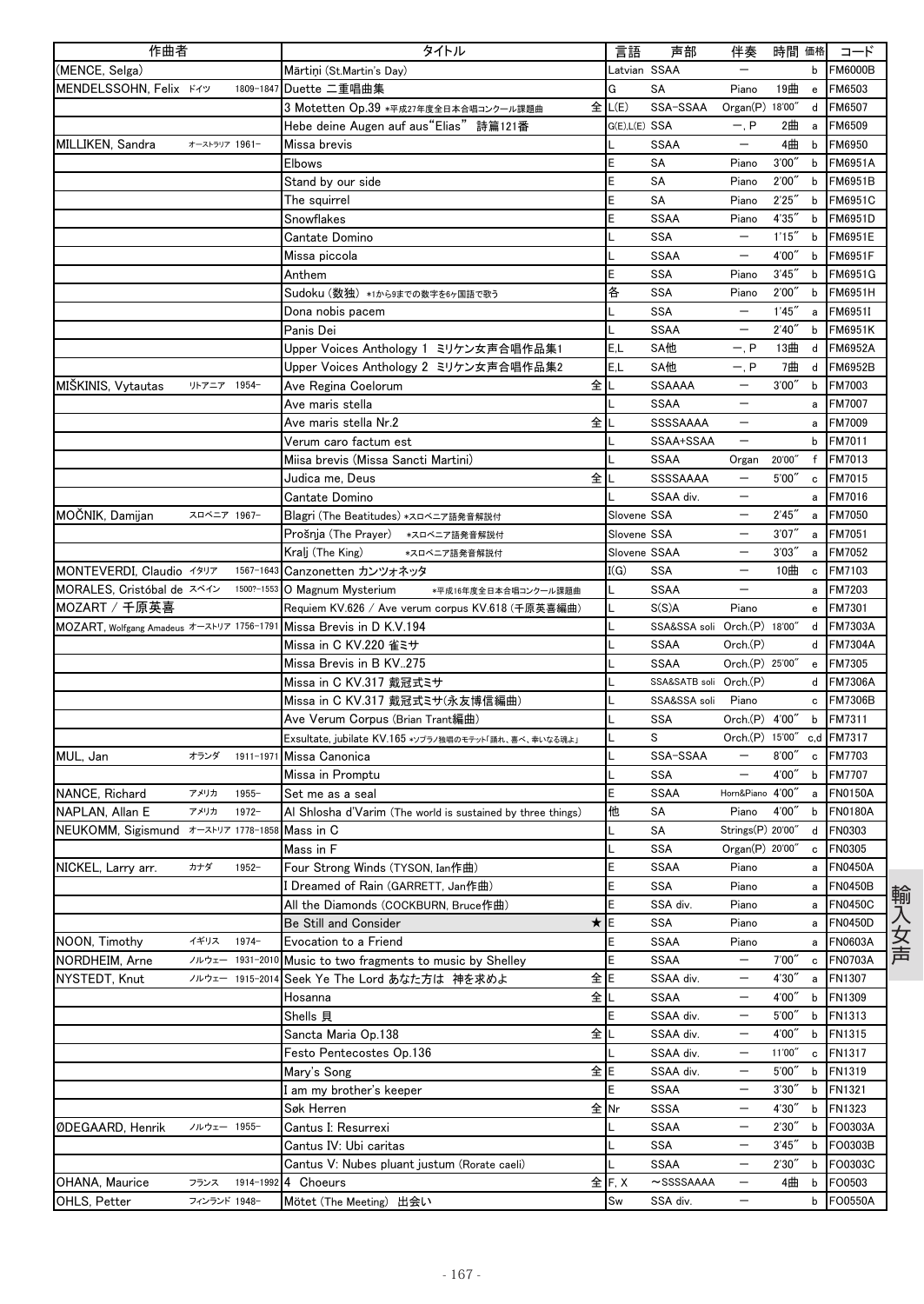| 作曲者 | | | タイトル | | 言語 | 声部 | 伴奏 | 時間 | 価格 | コード |
|---|---|---|---|---|---|---|---|---|---|---|
| (MENCE, Selga) | | | Mārtiņi (St.Martin's Day) | | Latvian | SSAA | ― | | b | FM6000B |
| MENDELSSOHN, Felix | ドイツ | 1809-1847 | Duette 二重唱曲集 | | G | SA | Piano | 19曲 | e | FM6503 |
| | | | 3 Motetten Op.39 *平成27年度全日本合唱コンクール課題曲 | 全 | L(E) | SSA-SSAA | Organ(P) | 18'00" | d | FM6507 |
| | | | Hebe deine Augen auf aus"Elias" 詩篇121番 | | G(E),L(E) | SSA | ―, P | 2曲 | a | FM6509 |
| MILLIKEN, Sandra | オーストラリア | 1961- | Missa brevis | | L | SSAA | ― | 4曲 | b | FM6950 |
| | | | Elbows | | E | SA | Piano | 3'00" | b | FM6951A |
| | | | Stand by our side | | E | SA | Piano | 2'00" | b | FM6951B |
| | | | The squirrel | | E | SA | Piano | 2'25" | b | FM6951C |
| | | | Snowflakes | | E | SSAA | Piano | 4'35" | b | FM6951D |
| | | | Cantate Domino | | L | SSA | ― | 1'15" | b | FM6951E |
| | | | Missa piccola | | L | SSAA | ― | 4'00" | b | FM6951F |
| | | | Anthem | | E | SSA | Piano | 3'45" | b | FM6951G |
| | | | Sudoku (数独) *1から9までの数字を6ヶ国語で歌う | | 各 | SSA | Piano | 2'00" | b | FM6951H |
| | | | Dona nobis pacem | | L | SSA | ― | 1'45" | a | FM6951I |
| | | | Panis Dei | | L | SSAA | ― | 2'40" | b | FM6951K |
| | | | Upper Voices Anthology 1 ミリケン女声合唱作品集1 | | E,L | SA他 | ―, P | 13曲 | d | FM6952A |
| | | | Upper Voices Anthology 2 ミリケン女声合唱作品集2 | | E,L | SA他 | ―, P | 7曲 | d | FM6952B |
| MIŠKINIS, Vytautas | リトアニア | 1954- | Ave Regina Coelorum | 全 | L | SSAAAA | ― | 3'00" | b | FM7003 |
| | | | Ave maris stella | | L | SSAA | ― | | a | FM7007 |
| | | | Ave maris stella Nr.2 | 全 | L | SSSSAAAA | ― | | a | FM7009 |
| | | | Verum caro factum est | | L | SSAA+SSAA | ― | | b | FM7011 |
| | | | Miisa brevis (Missa Sancti Martini) | | L | SSAA | Organ | 20'00" | f | FM7013 |
| | | | Judica me, Deus | 全 | L | SSSSAAAA | ― | 5'00" | c | FM7015 |
| | | | Cantate Domino | | L | SSAA div. | ― | | a | FM7016 |
| MOČNIK, Damijan | スロベニア | 1967- | Blagri (The Beatitudes) *スロベニア語発音解説付 | | Slovene | SSA | ― | 2'45" | a | FM7050 |
| | | | Prošnja (The Prayer) *スロベニア語発音解説付 | | Slovene | SSA | ― | 3'07" | a | FM7051 |
| | | | Kralj (The King) *スロベニア語発音解説付 | | Slovene | SSAA | ― | 3'03" | a | FM7052 |
| MONTEVERDI, Claudio | イタリア | 1567-1643 | Canzonetten カンツォネッタ | | I(G) | SSA | ― | 10曲 | c | FM7103 |
| MORALES, Cristóbal de | スペイン | 1500?-1553 | O Magnum Mysterium *平成16年度全日本合唱コンクール課題曲 | | L | SSAA | ― | | a | FM7203 |
| MOZART / 千原英喜 | | | Requiem KV.626 / Ave verum corpus KV.618 (千原英喜編曲) | | L | S(S)A | Piano | | e | FM7301 |
| MOZART, Wolfgang Amadeus | オーストリア | 1756-1791 | Missa Brevis in D K.V.194 | | L | SSA&SSA soli | Orch.(P) | 18'00" | d | FM7303A |
| | | | Missa in C KV.220 雀ミサ | | L | SSAA | Orch.(P) | | d | FM7304A |
| | | | Missa Brevis in B KV..275 | | L | SSAA | Orch.(P) | 25'00" | e | FM7305 |
| | | | Missa in C KV.317 戴冠式ミサ | | L | SSA&SATB soli | Orch.(P) | | d | FM7306A |
| | | | Missa in C KV.317 戴冠式ミサ(永友博信編曲) | | L | SSA&SSA soli | Piano | | c | FM7306B |
| | | | Ave Verum Corpus (Brian Trant編曲) | | L | SSA | Orch.(P) | 4'00" | b | FM7311 |
| | | | Exsultate, jubilate KV.165 *ソプラノ独唱のモテット「踊れ、喜べ、幸いなる魂よ」 | | L | S | Orch.(P) | 15'00" | c,d | FM7317 |
| MUL, Jan | オランダ | 1911-1971 | Missa Canonica | | L | SSA-SSAA | ― | 8'00" | c | FM7703 |
| | | | Missa in Promptu | | L | SSA | ― | 4'00" | b | FM7707 |
| NANCE, Richard | アメリカ | 1955- | Set me as a seal | | E | SSAA | Horn&Piano | 4'00" | a | FN0150A |
| NAPLAN, Allan E | アメリカ | 1972- | Al Shlosha d'Varim (The world is sustained by three things) | | 他 | SA | Piano | 4'00" | b | FN0180A |
| NEUKOMM, Sigismund | オーストリア | 1778-1858 | Mass in C | | L | SA | Strings(P) | 20'00" | d | FN0303 |
| | | | Mass in F | | L | SSA | Organ(P) | 20'00" | c | FN0305 |
| NICKEL, Larry arr. | カナダ | 1952- | Four Strong Winds (TYSON, Ian作曲) | | E | SSAA | Piano | | a | FN0450A |
| | | | I Dreamed of Rain (GARRETT, Jan作曲) | | E | SSA | Piano | | a | FN0450B |
| | | | All the Diamonds (COCKBURN, Bruce作曲) | | E | SSA div. | Piano | | a | FN0450C |
| | | | Be Still and Consider | ★ | E | SSA | Piano | | a | FN0450D |
| NOON, Timothy | イギリス | 1974- | Evocation to a Friend | | E | SSAA | Piano | | a | FN0603A |
| NORDHEIM, Arne | ノルウェー | 1931-2010 | Music to two fragments to music by Shelley | | E | SSAA | ― | 7'00" | c | FN0703A |
| NYSTEDT, Knut | ノルウェー | 1915-2014 | Seek Ye The Lord あなた方は 神を求めよ | 全 | E | SSAA div. | ― | 4'30" | a | FN1307 |
| | | | Hosanna | 全 | L | SSAA | ― | 4'00" | b | FN1309 |
| | | | Shells 貝 | | E | SSAA div. | ― | 5'00" | b | FN1313 |
| | | | Sancta Maria Op.138 | 全 | L | SSAA div. | ― | 4'00" | b | FN1315 |
| | | | Festo Pentecostes Op.136 | | L | SSAA div. | ― | 11'00" | c | FN1317 |
| | | | Mary's Song | 全 | E | SSAA div. | ― | 5'00" | b | FN1319 |
| | | | I am my brother's keeper | | E | SSAA | ― | 3'30" | b | FN1321 |
| | | | Søk Herren | 全 | Nr | SSSA | ― | 4'30" | b | FN1323 |
| ØDEGAARD, Henrik | ノルウェー | 1955- | Cantus I: Resurrexi | | L | SSAA | ― | 2'30" | b | FO0303A |
| | | | Cantus IV: Ubi caritas | | L | SSA | ― | 3'45" | b | FO0303B |
| | | | Cantus V: Nubes pluant justum (Rorate caeli) | | L | SSAA | ― | 2'30" | b | FO0303C |
| OHANA, Maurice | フランス | 1914-1992 | 4 Choeurs | 全 | F, X | ～SSSSAAAA | ― | 4曲 | b | FO0503 |
| OHLS, Petter | フィンランド | 1948- | Mötet (The Meeting) 出会い | | Sw | SSA div. | ― | | b | FO0550A |

輸入女声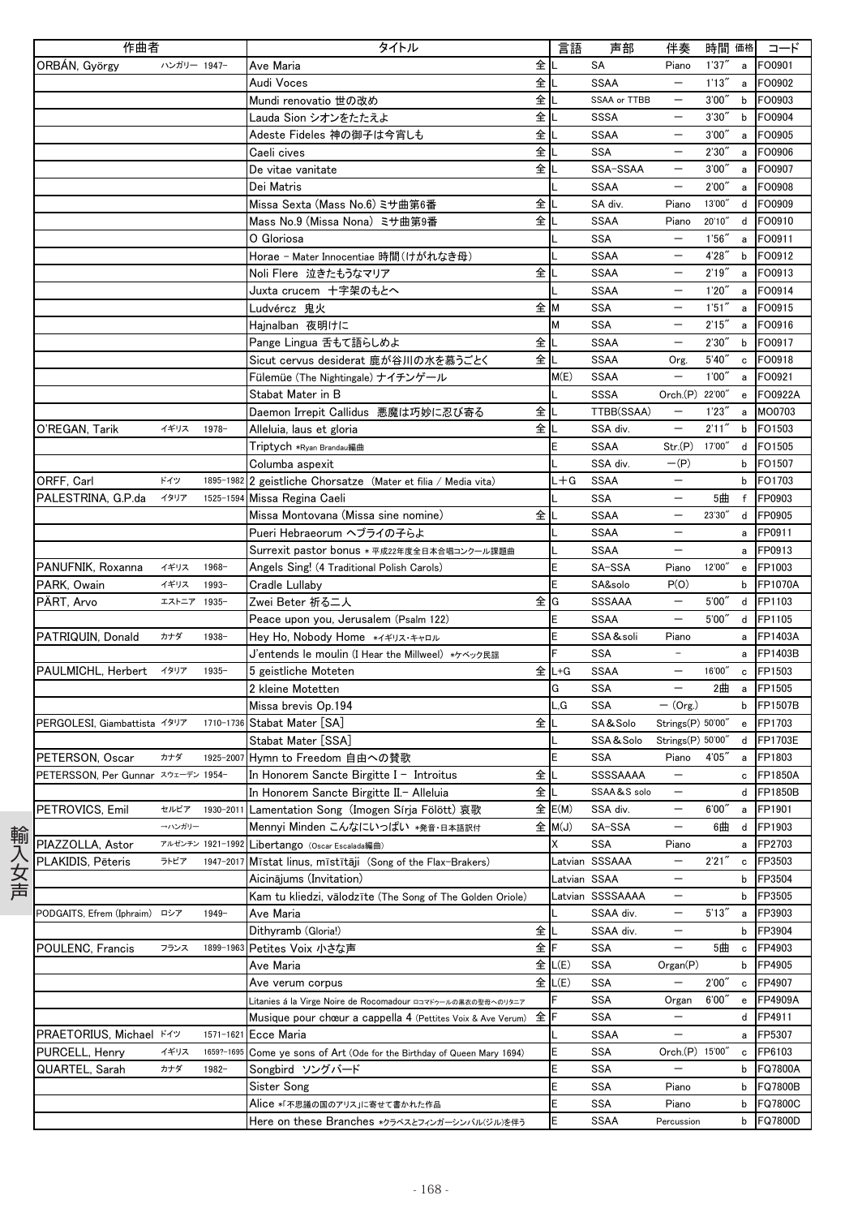| 作曲者 | | | タイトル | | 言語 | 声部 | 伴奏 | 時間 | 価格 | コード |
|---|---|---|---|---|---|---|---|---|---|---|
| ORBÁN, György | ハンガリー | 1947- | Ave Maria | 全 | L | SA | Piano | 1'37" | a | FO0901 |
| | | | Audi Voces | 全 | L | SSAA | ― | 1'13" | a | FO0902 |
| | | | Mundi renovatio 世の改め | 全 | L | SSAA or TTBB | ― | 3'00" | b | FO0903 |
| | | | Lauda Sion シオンをたたえよ | 全 | L | SSSA | ― | 3'30" | b | FO0904 |
| | | | Adeste Fideles 神の御子は今宵しも | 全 | L | SSAA | ― | 3'00" | a | FO0905 |
| | | | Caeli cives | 全 | L | SSA | ― | 2'30" | a | FO0906 |
| | | | De vitae vanitate | 全 | L | SSA-SSAA | ― | 3'00" | a | FO0907 |
| | | | Dei Matris | | L | SSAA | ― | 2'00" | a | FO0908 |
| | | | Missa Sexta (Mass No.6) ミサ曲第6番 | 全 | L | SA div. | Piano | 13'00" | d | FO0909 |
| | | | Mass No.9 (Missa Nona) ミサ曲第9番 | 全 | L | SSAA | Piano | 20'10" | d | FO0910 |
| | | | O Gloriosa | | L | SSA | ― | 1'56" | a | FO0911 |
| | | | Horae - Mater Innocentiae 時間(けがれなき母) | | L | SSAA | ― | 4'28" | b | FO0912 |
| | | | Noli Flere 泣きたもうなマリア | 全 | L | SSAA | ― | 2'19" | a | FO0913 |
| | | | Juxta crucem 十字架のもとへ | | L | SSAA | ― | 1'20" | a | FO0914 |
| | | | Ludvércz 鬼火 | 全 | M | SSA | ― | 1'51" | a | FO0915 |
| | | | Hajnalban 夜明けに | | M | SSA | ― | 2'15" | a | FO0916 |
| | | | Pange Lingua 舌もて語らしめよ | 全 | L | SSAA | ― | 2'30" | b | FO0917 |
| | | | Sicut cervus desiderat 鹿が谷川の水を慕うごとく | 全 | L | SSAA | Org. | 5'40" | c | FO0918 |
| | | | Fülemüe (The Nightingale) ナイチンゲール | | M(E) | SSAA | ― | 1'00" | a | FO0921 |
| | | | Stabat Mater in B | | L | SSSA | Orch.(P) | 22'00" | e | FO0922A |
| | | | Daemon Irrepit Callidus 悪魔は巧妙に忍び寄る | 全 | L | TTBB(SSAA) | ― | 1'23" | a | MO0703 |
| O'REGAN, Tarik | イギリス | 1978- | Alleluia, laus et gloria | 全 | L | SSA div. | ― | 2'11" | b | FO1503 |
| | | | Triptych *Ryan Brandau編曲 | | E | SSAA | Str.(P) | 17'00" | d | FO1505 |
| | | | Columba aspexit | | L | SSA div. | ―(P) | | b | FO1507 |
| ORFF, Carl | ドイツ | 1895-1982 | 2 geistliche Chorsatze (Mater et filia / Media vita) | | L+G | SSAA | ― | | b | FO1703 |
| PALESTRINA, G.P.da | イタリア | 1525-1594 | Missa Regina Caeli | | L | SSA | ― | 5曲 | f | FP0903 |
| | | | Missa Montovana (Missa sine nomine) | 全 | L | SSAA | ― | 23'30" | d | FP0905 |
| | | | Pueri Hebraeorum ヘブライの子らよ | | L | SSAA | ― | | a | FP0911 |
| | | | Surrexit pastor bonus * 平成22年度全日本合唱コンクール課題曲 | | L | SSAA | ― | | a | FP0913 |
| PANUFNIK, Roxanna | イギリス | 1968- | Angels Sing! (4 Traditional Polish Carols) | | E | SA-SSA | Piano | 12'00" | e | FP1003 |
| PARK, Owain | イギリス | 1993- | Cradle Lullaby | | E | SA&solo | P(O) | | b | FP1070A |
| PÄRT, Arvo | エストニア | 1935- | Zwei Beter 祈る二人 | 全 | G | SSSAAA | ― | 5'00" | d | FP1103 |
| | | | Peace upon you, Jerusalem (Psalm 122) | | E | SSAA | ― | 5'00" | d | FP1105 |
| PATRIQUIN, Donald | カナダ | 1938- | Hey Ho, Nobody Home *イギリス・キャロル | | E | SSA&soli | Piano | | a | FP1403A |
| | | | J'entends le moulin (I Hear the Millweel) *ケベック民謡 | | F | SSA | - | | a | FP1403B |
| PAULMICHL, Herbert | イタリア | 1935- | 5 geistliche Moteten | 全 | L+G | SSAA | ― | 16'00" | c | FP1503 |
| | | | 2 kleine Motetten | | G | SSA | ― | 2曲 | a | FP1505 |
| | | | Missa brevis Op.194 | | L,G | SSA | ― (Org.) | | b | FP1507B |
| PERGOLESI, Giambattista | イタリア | 1710-1736 | Stabat Mater [SA] | 全 | L | SA&Solo | Strings(P) | 50'00" | e | FP1703 |
| | | | Stabat Mater [SSA] | | L | SSA&Solo | Strings(P) | 50'00" | d | FP1703E |
| PETERSON, Oscar | カナダ | 1925-2007 | Hymn to Freedom 自由への賛歌 | | E | SSA | Piano | 4'05" | a | FP1803 |
| PETERSSON, Per Gunnar | スウェーデン | 1954- | In Honorem Sancte Birgitte I - Introitus | 全 | L | SSSSAAAA | ― | | c | FP1850A |
| | | | In Honorem Sancte Birgitte II.- Alleluia | 全 | L | SSAA&S solo | ― | | d | FP1850B |
| PETROVICS, Emil | セルビア | 1930-2011 | Lamentation Song (Imogen Sírja Fölött) 哀歌 | 全 | E(M) | SSA div. | ― | 6'00" | a | FP1901 |
| | →ハンガリー | | Mennyi Minden こんなにいっぱい *発音・日本語訳付 | 全 | M(J) | SA-SSA | ― | 6曲 | d | FP1903 |
| PIAZZOLLA, Astor | アルゼンチン | 1921-1992 | Libertango (Oscar Escalada編曲) | | X | SSA | Piano | | a | FP2703 |
| PLAKIDIS, Pēteris | ラトビア | 1947-2017 | Mīstat linus, mīstītāji (Song of the Flax-Brakers) | | Latvian | SSSAAA | ― | 2'21" | c | FP3503 |
| | | | Aicinājums (Invitation) | | Latvian | SSAA | ― | | b | FP3504 |
| | | | Kam tu kliedzi, vālodzīte (The Song of The Golden Oriole) | | Latvian | SSSSAAAA | ― | | b | FP3505 |
| PODGAITS, Efrem (Iphraim) | ロシア | 1949- | Ave Maria | | L | SSAA div. | ― | 5'13" | a | FP3903 |
| | | | Dithyramb (Gloria!) | 全 | L | SSAA div. | ― | | b | FP3904 |
| POULENC, Francis | フランス | 1899-1963 | Petites Voix 小さな声 | 全 | F | SSA | ― | 5曲 | c | FP4903 |
| | | | Ave Maria | 全 | L(E) | SSA | Organ(P) | | b | FP4905 |
| | | | Ave verum corpus | 全 | L(E) | SSA | ― | 2'00" | c | FP4907 |
| | | | Litanies á la Virge Noire de Rocomadour ロコマドゥールの黒衣の聖母へのリタニア | | F | SSA | Organ | 6'00" | e | FP4909A |
| | | | Musique pour chœur a cappella 4 (Pettites Voix & Ave Verum) | 全 | F | SSA | ― | | d | FP4911 |
| PRAETORIUS, Michael | ドイツ | 1571-1621 | Ecce Maria | | L | SSAA | ― | | a | FP5307 |
| PURCELL, Henry | イギリス | 1659?-1695 | Come ye sons of Art (Ode for the Birthday of Queen Mary 1694) | | E | SSA | Orch.(P) | 15'00" | c | FP6103 |
| QUARTEL, Sarah | カナダ | 1982- | Songbird ソングバード | | E | SSA | ― | | b | FQ7800A |
| | | | Sister Song | | E | SSA | Piano | | b | FQ7800B |
| | | | Alice *「不思議の国のアリス」に寄せて書かれた作品 | | E | SSA | Piano | | b | FQ7800C |
| | | | Here on these Branches *クラベスとフィンガーシンバル(ジル)を伴う | | E | SSAA | Percussion | | b | FQ7800D |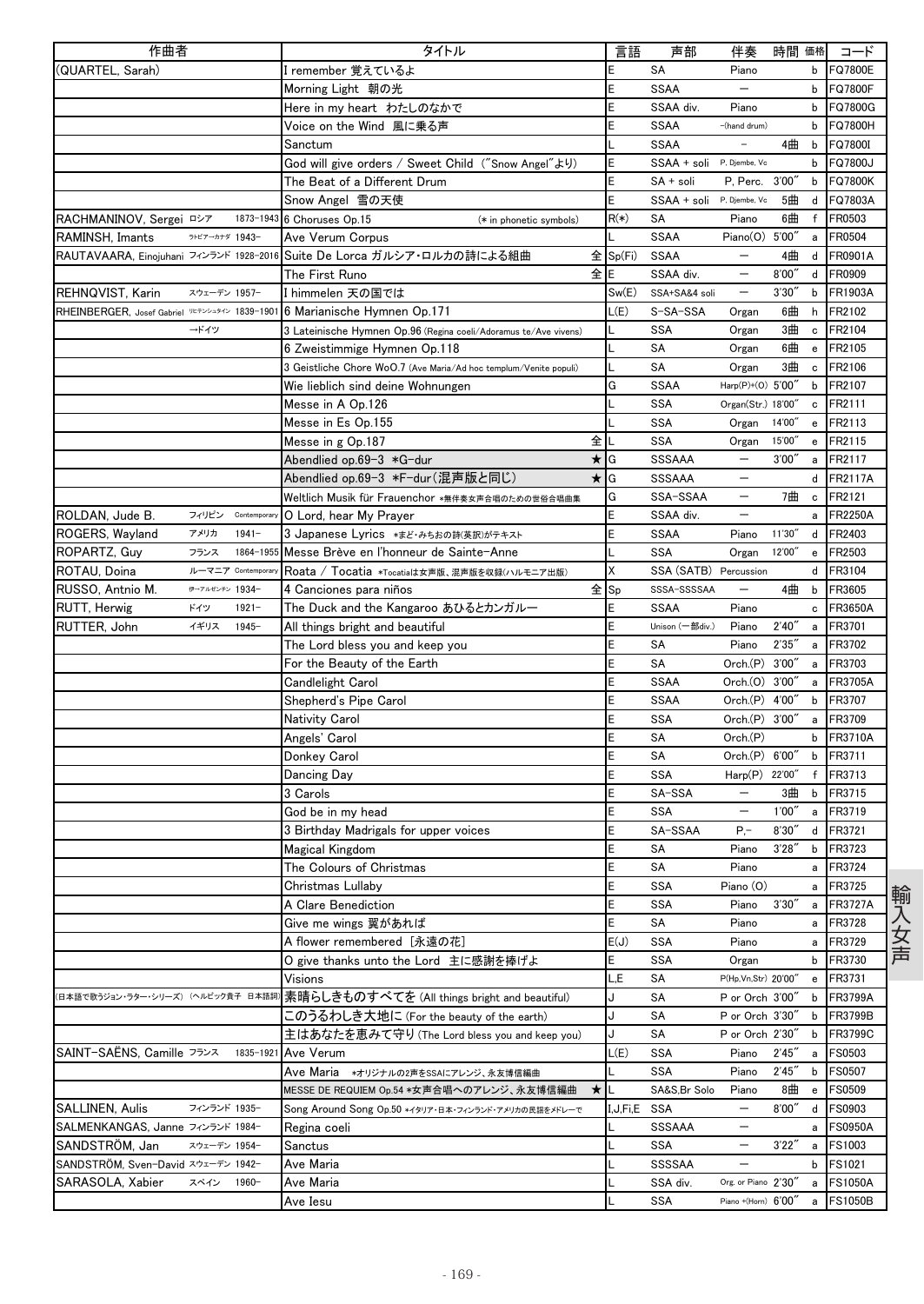| 作曲者 | | | タイトル | 言語 | 声部 | 伴奏 | 時間 | 価格 | コード |
|---|---|---|---|---|---|---|---|---|---|
| (QUARTEL, Sarah) | | | I remember 覚えているよ | E | SA | Piano | | b | FQ7800E |
| | | | Morning Light 朝の光 | E | SSAA | — | | b | FQ7800F |
| | | | Here in my heart わたしのなかで | E | SSAA div. | Piano | | b | FQ7800G |
| | | | Voice on the Wind 風に乗る声 | E | SSAA | –(hand drum) | | b | FQ7800H |
| | | | Sanctum | L | SSAA | – | 4曲 | b | FQ7800I |
| | | | God will give orders / Sweet Child ("Snow Angel"より) | E | SSAA + soli | P, Djembe, Vc | | b | FQ7800J |
| | | | The Beat of a Different Drum | E | SA + soli | P, Perc. | 3'00" | b | FQ7800K |
| | | | Snow Angel 雪の天使 | E | SSAA + soli | P, Djembe, Vc | 5曲 | d | FQ7803A |
| RACHMANINOV, Sergei | ロシア | 1873-1943 | 6 Choruses Op.15 (＊ in phonetic symbols) | R(＊) | SA | Piano | 6曲 | f | FR0503 |
| RAMINSH, Imants | ラトビア→カナダ | 1943- | Ave Verum Corpus | L | SSAA | Piano(O) | 5'00" | a | FR0504 |
| RAUTAVAARA, Einojuhani | フィンランド | 1928-2016 | Suite De Lorca ガルシア・ロルカの詩による組曲 全 | Sp(Fi) | SSAA | — | 4曲 | d | FR0901A |
| | | | The First Runo 全 | E | SSAA div. | — | 8'00" | d | FR0909 |
| REHNQVIST, Karin | スウェーデン | 1957- | I himmelen 天の国では | Sw(E) | SSA+SA&4 soli | — | 3'30" | b | FR1903A |
| RHEINBERGER, Josef Gabriel | リヒテンシュタイン→ドイツ | 1839-1901 | 6 Marianische Hymnen Op.171 | L(E) | S-SA-SSA | Organ | 6曲 | h | FR2102 |
| | | | 3 Lateinische Hymnen Op.96 (Regina coeli/Adoramus te/Ave vivens) | L | SSA | Organ | 3曲 | c | FR2104 |
| | | | 6 Zweistimmige Hymnen Op.118 | L | SA | Organ | 6曲 | e | FR2105 |
| | | | 3 Geistliche Chore WoO.7 (Ave Maria/Ad hoc templum/Venite populi) | L | SA | Organ | 3曲 | c | FR2106 |
| | | | Wie lieblich sind deine Wohnungen | G | SSAA | Harp(P)+(O) | 5'00" | b | FR2107 |
| | | | Messe in A Op.126 | L | SSA | Organ(Str.) | 18'00" | c | FR2111 |
| | | | Messe in Es Op.155 | L | SSA | Organ | 14'00" | e | FR2113 |
| | | | Messe in g Op.187 全 | L | SSA | Organ | 15'00" | e | FR2115 |
| | | | Abendlied op.69-3 ＊G-dur ★ | G | SSSAAA | — | 3'00" | a | FR2117 |
| | | | Abendlied op.69-3 ＊F-dur(混声版と同じ) ★ | G | SSSAAA | — | | d | FR2117A |
| | | | Weltlich Musik für Frauenchor ＊無伴奏女声合唱のための世俗合唱曲集 | G | SSA-SSAA | — | 7曲 | c | FR2121 |
| ROLDAN, Jude B. | フィリピン | Contemporary | O Lord, hear My Prayer | E | SSAA div. | — | | a | FR2250A |
| ROGERS, Wayland | アメリカ | 1941- | 3 Japanese Lyrics ＊まど・みちおの詩(英訳)がテキスト | E | SSAA | Piano | 11'30" | d | FR2403 |
| ROPARTZ, Guy | フランス | 1864-1955 | Messe Brève en l'honneur de Sainte-Anne | L | SSA | Organ | 12'00" | e | FR2503 |
| ROTAU, Doina | ルーマニア | Contemporary | Roata / Tocatia ＊Tocatiaは女声版、混声版を収録(ハルモニア出版) | X | SSA (SATB) | Percussion | | d | FR3104 |
| RUSSO, Antnio M. | 伊→アルゼンチン | 1934- | 4 Canciones para niños 全 | Sp | SSSA-SSSSAA | — | 4曲 | b | FR3605 |
| RUTT, Herwig | ドイツ | 1921- | The Duck and the Kangaroo あひるとカンガルー | E | SSAA | Piano | | c | FR3650A |
| RUTTER, John | イギリス | 1945- | All things bright and beautiful | E | Unison (一部div.) | Piano | 2'40" | a | FR3701 |
| | | | The Lord bless you and keep you | E | SA | Piano | 2'35" | a | FR3702 |
| | | | For the Beauty of the Earth | E | SA | Orch.(P) | 3'00" | a | FR3703 |
| | | | Candlelight Carol | E | SSAA | Orch.(O) | 3'00" | a | FR3705A |
| | | | Shepherd's Pipe Carol | E | SSAA | Orch.(P) | 4'00" | b | FR3707 |
| | | | Nativity Carol | E | SSA | Orch.(P) | 3'00" | a | FR3709 |
| | | | Angels' Carol | E | SA | Orch.(P) | | b | FR3710A |
| | | | Donkey Carol | E | SA | Orch.(P) | 6'00" | b | FR3711 |
| | | | Dancing Day | E | SSA | Harp(P) | 22'00" | f | FR3713 |
| | | | 3 Carols | E | SA-SSA | — | 3曲 | b | FR3715 |
| | | | God be in my head | E | SSA | — | 1'00" | a | FR3719 |
| | | | 3 Birthday Madrigals for upper voices | E | SA-SSAA | P,– | 8'30" | d | FR3721 |
| | | | Magical Kingdom | E | SA | Piano | 3'28" | b | FR3723 |
| | | | The Colours of Christmas | E | SA | Piano | | a | FR3724 |
| | | | Christmas Lullaby | E | SSA | Piano (O) | | a | FR3725 |
| | | | A Clare Benediction | E | SSA | Piano | 3'30" | a | FR3727A |
| | | | Give me wings 翼があれば | E | SA | Piano | | a | FR3728 |
| | | | A flower remembered [永遠の花] | E(J) | SSA | Piano | | a | FR3729 |
| | | | O give thanks unto the Lord 主に感謝を捧げよ | E | SSA | Organ | | b | FR3730 |
| | | | Visions | L,E | SA | P(Hp,Vn,Str) | 20'00" | e | FR3731 |
| (日本語で歌うジョン・ラター・シリーズ) (ヘルビック貴子 日本語詞) | | | 素晴らしきものすべてを (All things bright and beautiful) | J | SA | P or Orch | 3'00" | b | FR3799A |
| | | | このうるわしき大地に (For the beauty of the earth) | J | SA | P or Orch | 3'30" | b | FR3799B |
| | | | 主はあなたを恵みて守り (The Lord bless you and keep you) | J | SA | P or Orch | 2'30" | b | FR3799C |
| SAINT-SAËNS, Camille | フランス | 1835-1921 | Ave Verum | L(E) | SSA | Piano | 2'45" | a | FS0503 |
| | | | Ave Maria ＊オリジナルの2声をSSAにアレンジ、永友博信編曲 | L | SSA | Piano | 2'45" | b | FS0507 |
| | | | MESSE DE REQUIEM Op.54 ＊女声合唱へのアレンジ、永友博信編曲 ★ | L | SA&S,Br Solo | Piano | 8曲 | e | FS0509 |
| SALLINEN, Aulis | フィンランド | 1935- | Song Around Song Op.50 ＊イタリア・日本・フィンランド・アメリカの民謡をメドレーで | I,J,Fi,E | SSA | — | 8'00" | d | FS0903 |
| SALMENKANGAS, Janne | フィンランド | 1984- | Regina coeli | L | SSSAAA | — | | a | FS0950A |
| SANDSTRÖM, Jan | スウェーデン | 1954- | Sanctus | L | SSA | — | 3'22" | a | FS1003 |
| SANDSTRÖM, Sven-David | スウェーデン | 1942- | Ave Maria | L | SSSSAA | — | | b | FS1021 |
| SARASOLA, Xabier | スペイン | 1960- | Ave Maria | L | SSA div. | Org. or Piano | 2'30" | a | FS1050A |
| | | | Ave Iesu | L | SSA | Piano +(Horn) | 6'00" | a | FS1050B |

輸入女声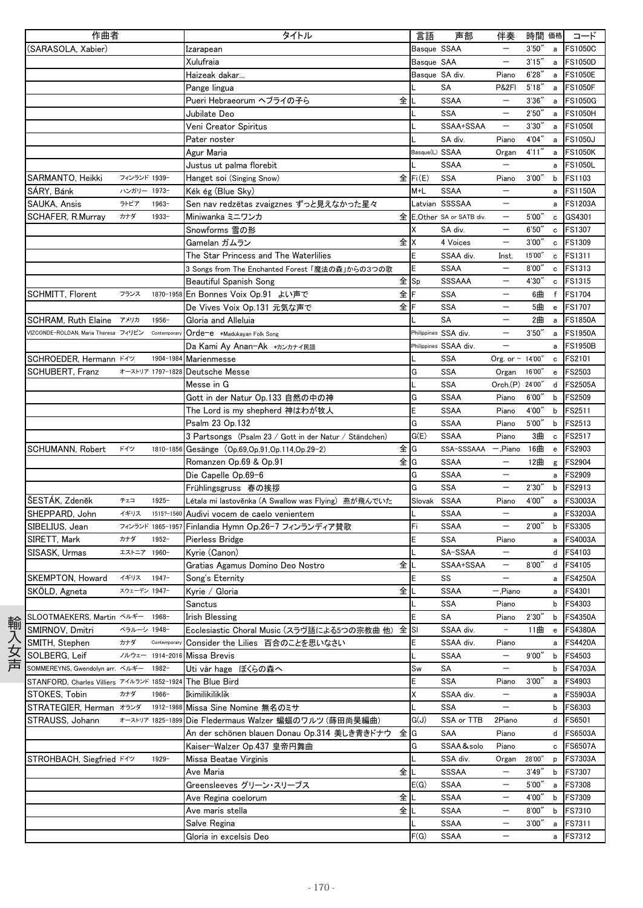| 作曲者 | | | タイトル | | 言語 | 声部 | 伴奏 | 時間 | 価格 | コード |
|---|---|---|---|---|---|---|---|---|---|---|
| (SARASOLA, Xabier) | | | Izarapean | | Basque | SSAA | ― | 3'50" | a | FS1050C |
| | | | Xulufraia | | Basque | SAA | ― | 3'15" | a | FS1050D |
| | | | Haizeak dakar... | | Basque | SA div. | Piano | 6'28" | a | FS1050E |
| | | | Pange lingua | | L | SA | P&2Fl | 5'18" | a | FS1050F |
| | | | Pueri Hebraeorum ヘブライの子ら | 全 | L | SSAA | ― | 3'36" | a | FS1050G |
| | | | Jubilate Deo | | L | SSA | ― | 2'50" | a | FS1050H |
| | | | Veni Creator Spiritus | | L | SSAA+SSAA | ― | 3'30" | a | FS1050I |
| | | | Pater noster | | L | SA div. | Piano | 4'04" | a | FS1050J |
| | | | Agur Maria | | Basque(L) | SSAA | Organ | 4'11" | a | FS1050K |
| | | | Justus ut palma florebit | | L | SSAA | ― | | a | FS1050L |
| SARMANTO, Heikki | フィンランド | 1939- | Hanget soi (Singing Snow) | 全 | Fi(E) | SSA | Piano | 3'00" | b | FS1103 |
| SÁRY, Bánk | ハンガリー | 1973- | Kék ég (Blue Sky) | | M+L | SSAA | ― | | a | FS1150A |
| SAUKA, Ansis | ラトビア | 1963- | Sen nav redzētas zvaigznes ずっと見えなかった星々 | | Latvian | SSSSAA | ― | | a | FS1203A |
| SCHAFER, R.Murray | カナダ | 1933- | Miniwanka ミニワンカ | 全 | E,Other | SA or SATB div. | ― | 5'00" | c | GS4301 |
| | | | Snowforms 雪の形 | | X | SA div. | ― | 6'50" | c | FS1307 |
| | | | Gamelan ガムラン | 全 | X | 4 Voices | ― | 3'00" | c | FS1309 |
| | | | The Star Princess and The Waterlilies | | E | SSAA div. | Inst. | 15'00" | c | FS1311 |
| | | | 3 Songs from The Enchanted Forest 「魔法の森」からの3つの歌 | | E | SSAA | ― | 8'00" | c | FS1313 |
| | | | Beautiful Spanish Song | 全 | Sp | SSSAAA | ― | 4'30" | c | FS1315 |
| SCHMITT, Florent | フランス | 1870-1958 | En Bonnes Voix Op.91 よい声で | 全 | F | SSA | ― | 6曲 | f | FS1704 |
| | | | De Vives Voix Op.131 元気な声で | 全 | F | SSA | ― | 5曲 | e | FS1707 |
| SCHRAM, Ruth Elaine | アメリカ | 1956- | Gloria and Alleluia | | L | SA | ― | 2曲 | a | FS1850A |
| VIZCONDE-ROLDAN, Maria Theresa | フィリピン | Contemporary | Orde-e *Madukayan Folk Song | | Philippines | SSA div. | ― | 3'50" | a | FS1950A |
| | | | Da Kami Ay Anan-Ak *カンカナイ民謡 | | Philippines | SSAA div. | ― | | a | FS1950B |
| SCHROEDER, Hermann | ドイツ | 1904-1984 | Marienmesse | | L | SSA | Org. or ― | 14'00" | c | FS2101 |
| SCHUBERT, Franz | オーストリア | 1797-1828 | Deutsche Messe | | G | SSA | Organ | 16'00" | e | FS2503 |
| | | | Messe in G | | L | SSA | Orch.(P) | 24'00" | d | FS2505A |
| | | | Gott in der Natur Op.133 自然の中の神 | | G | SSAA | Piano | 6'00" | b | FS2509 |
| | | | The Lord is my shepherd 神はわが牧人 | | E | SSAA | Piano | 4'00" | b | FS2511 |
| | | | Psalm 23 Op.132 | | G | SSAA | Piano | 5'00" | b | FS2513 |
| | | | 3 Partsongs (Psalm 23 / Gott in der Natur / Ständchen) | | G(E) | SSAA | Piano | 3曲 | c | FS2517 |
| SCHUMANN, Robert | ドイツ | 1810-1856 | Gesänge (Op.69,Op.91,Op.114,Op.29-2) | 全 | G | SSA-SSSAAA | ―,Piano | 16曲 | e | FS2903 |
| | | | Romanzen Op.69 & Op.91 | 全 | G | SSAA | ― | 12曲 | g | FS2904 |
| | | | Die Capelle Op.69-6 | | G | SSAA | ― | | a | FS2909 |
| | | | Frühlingsgruss 春の挨拶 | | G | SSA | ― | 2'30" | b | FS2913 |
| ŠESTÁK, Zdeněk | チェコ | 1925- | Létala mi lastověnka (A Swallow was Flying) 燕が飛んでいた | | Slovak | SSAA | Piano | 4'00" | a | FS3003A |
| SHEPPARD, John | イギリス | 1515?-1560 | Audivi vocem de caelo venientem | | L | SSAA | ― | | a | FS3203A |
| SIBELIUS, Jean | フィンランド | 1865-1957 | Finlandia Hymn Op.26-7 フィンランディア賛歌 | | Fi | SSAA | ― | 2'00" | b | FS3305 |
| SIRETT, Mark | カナダ | 1952- | Pierless Bridge | | E | SSA | Piano | | a | FS4003A |
| SISASK, Urmas | エストニア | 1960- | Kyrie (Canon) | | L | SA-SSAA | ― | | d | FS4103 |
| | | | Gratias Agamus Domino Deo Nostro | 全 | L | SSAA+SSAA | ― | 8'00" | d | FS4105 |
| SKEMPTON, Howard | イギリス | 1947- | Song's Eternity | | E | SS | ― | | a | FS4250A |
| SKÖLD, Agneta | スウェーデン | 1947- | Kyrie / Gloria | 全 | L | SSAA | ―,Piano | | a | FS4301 |
| | | | Sanctus | | L | SSA | Piano | | b | FS4303 |
| SLOOTMAEKERS, Martin | ベルギー | 1968- | Irish Blessing | | E | SA | Piano | 2'30" | b | FS4350A |
| SMIRNOV, Dmitri | ベラルーシ | 1948- | Ecclesiastic Choral Music (スラヴ語による5つの宗教曲 他) | 全 | Sl | SSAA div. | - | 11曲 | e | FS4380A |
| SMITH, Stephen | カナダ | Contemporary | Consider the Lilies 百合のことを思いなさい | | E | SSAA div. | Piano | | a | FS4420A |
| SOLBERG, Leif | ノルウェー | 1914-2016 | Missa Brevis | | L | SSAA | ― | 9'00" | b | FS4503 |
| SOMMEREYNS, Gwendolyn arr. | ベルギー | 1982- | Uti vår hage ぼくらの森へ | | Sw | SA | ― | | b | FS4703A |
| STANFORD, Charles Villiers | アイルランド | 1852-1924 | The Blue Bird | | E | SSA | Piano | 3'00" | a | FS4903 |
| STOKES, Tobin | カナダ | 1966- | Ikimilikiliklik | | X | SSAA div. | ― | | a | FS5903A |
| STRATEGIER, Herman | オランダ | 1912-1988 | Missa Sine Nomine 無名のミサ | | L | SSA | ― | | b | FS6303 |
| STRAUSS, Johann | オーストリア | 1825-1899 | Die Fledermaus Walzer 蝙蝠のワルツ (蒔田尚昊編曲) | | G(J) | SSA or TTB | 2Piano | | d | FS6501 |
| | | | An der schönen blauen Donau Op.314 美しき青きドナウ | 全 | G | SAA | Piano | | d | FS6503A |
| | | | Kaiser-Walzer Op.437 皇帝円舞曲 | | G | SSAA&solo | Piano | | c | FS6507A |
| STROHBACH, Siegfried | ドイツ | 1929- | Missa Beatae Virginis | | L | SSA div. | Organ | 28'00" | p | FS7303A |
| | | | Ave Maria | 全 | L | SSSAA | ― | 3'49" | b | FS7307 |
| | | | Greensleeves グリーン・スリーブス | | E(G) | SSAA | ― | 5'00" | a | FS7308 |
| | | | Ave Regina coelorum | 全 | L | SSAA | ― | 4'00" | b | FS7309 |
| | | | Ave maris stella | 全 | L | SSAA | ― | 8'00" | b | FS7310 |
| | | | Salve Regina | | L | SSAA | ― | 3'00" | a | FS7311 |
| | | | Gloria in excelsis Deo | | F(G) | SSAA | ― | | a | FS7312 |

輸入女声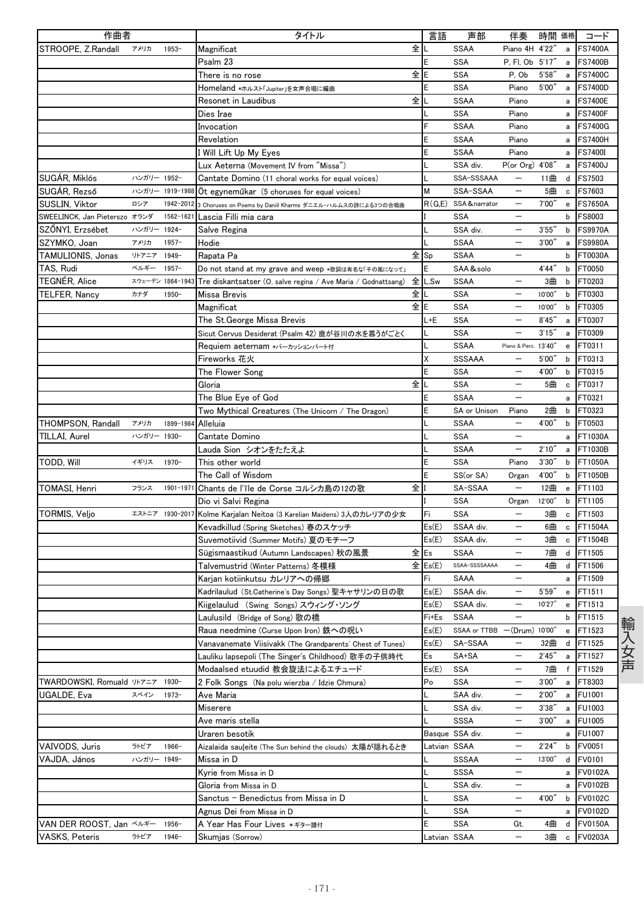| 作曲者 | | | タイトル | | 言語 | 声部 | 伴奏 | 時間 | 価格 | コード |
|---|---|---|---|---|---|---|---|---|---|---|
| STROOPE, Z.Randall | アメリカ | 1953– | Magnificat | 全 | L | SSAA | Piano 4H | 4′22″ | a | FS7400A |
| | | | Psalm 23 | | E | SSA | P, Fl, Ob | 5′17″ | a | FS7400B |
| | | | There is no rose | 全 | E | SSA | P, Ob | 5′58″ | a | FS7400C |
| | | | Homeland *ホルスト「Jupiter」を女声合唱に編曲 | | E | SSA | Piano | 5′00″ | a | FS7400D |
| | | | Resonet in Laudibus | 全 | L | SSAA | Piano | | a | FS7400E |
| | | | Dies Irae | | L | SSA | Piano | | a | FS7400F |
| | | | Invocation | | F | SSAA | Piano | | a | FS7400G |
| | | | Revelation | | E | SSAA | Piano | | a | FS7400H |
| | | | I Will Lift Up My Eyes | | E | SSAA | Piano | | a | FS7400I |
| | | | Lux Aeterna (Movement IV from "Missa") | | L | SSA div. | P(or Org) | 4′08″ | a | FS7400J |
| SUGÁR, Miklós | ハンガリー | 1952– | Cantate Domino (11 choral works for equal voices) | | L | SSA-SSSAAA | — | 11曲 | d | FS7503 |
| SUGÁR, Rezső | ハンガリー | 1919-1988 | Öt egyneműkar (5 choruses for equal voices) | | M | SSA-SSAA | — | 5曲 | c | FS7603 |
| SUSLIN, Viktor | ロシア | 1942-2012 | 3 Choruses on Poems by Daniil Kharms ダニエル・ハルムスの詩による3つの合唱曲 | | R(G,E) | SSA&narrator | — | 7′00″ | e | FS7650A |
| SWEELINCK, Jan Pieterszo | オランダ | 1562-1621 | Lascia Filli mia cara | | I | SSA | — | | b | FS8003 |
| SZŐNYI, Erzsébet | ハンガリー | 1924– | Salve Regina | | L | SSA div. | — | 3′55″ | b | FS9970A |
| SZYMKO, Joan | アメリカ | 1957– | Hodie | | L | SSAA | — | 3′00″ | a | FS9980A |
| TAMULIONIS, Jonas | リトアニア | 1949– | Rapata Pa | 全 | Sp | SSAA | — | | b | FT0030A |
| TAS, Rudi | ベルギー | 1957– | Do not stand at my grave and weep *歌詞は有名な「千の風になって」 | | E | SAA&solo | | 4′44″ | b | FT0050 |
| TEGNÉR, Alice | スウェーデン | 1864-1943 | Tre diskantsatser (O, salve regina / Ave Maria / Godnattsang) | 全 | L,Sw | SSAA | — | 3曲 | b | FT0203 |
| TELFER, Nancy | カナダ | 1950– | Missa Brevis | 全 | L | SSA | — | 10′00″ | b | FT0303 |
| | | | Magnificat | 全 | E | SSA | — | 10′00″ | b | FT0305 |
| | | | The St.George Missa Brevis | | L+E | SSA | — | 8′45″ | a | FT0307 |
| | | | Sicut Cervus Desiderat (Psalm 42) 鹿が谷川の水を慕うがごとく | | L | SSA | — | 3′15″ | a | FT0309 |
| | | | Requiem aeternam *パーカッションパート付 | | L | SSAA | Piano & Perc. | 13′40″ | e | FT0311 |
| | | | Fireworks 花火 | | X | SSSAAA | — | 5′00″ | b | FT0313 |
| | | | The Flower Song | | E | SSA | — | 4′00″ | b | FT0315 |
| | | | Gloria | 全 | L | SSA | — | 5曲 | c | FT0317 |
| | | | The Blue Eye of God | | E | SSAA | — | | a | FT0321 |
| | | | Two Mythical Creatures (The Unicorn / The Dragon) | | E | SA or Unison | Piano | 2曲 | b | FT0323 |
| THOMPSON, Randall | アメリカ | 1899-1984 | Alleluia | | L | SSAA | — | 4′00″ | b | FT0503 |
| TILLAI, Aurel | ハンガリー | 1930– | Cantate Domino | | L | SSA | — | | a | FT1030A |
| | | | Lauda Sion シオンをたたえよ | | L | SSAA | — | 2′10″ | a | FT1030B |
| TODD, Will | イギリス | 1970– | This other world | | E | SSA | Piano | 3′30″ | b | FT1050A |
| | | | The Call of Wisdom | | E | SS(or SA) | Organ | 4′00″ | b | FT1050B |
| TOMASI, Henri | フランス | 1901-1971 | Chants de l'île de Corse コルシカ島の12の歌 | 全 | I | SA-SSAA | — | 12曲 | e | FT1103 |
| | | | Dio vi Salvi Regina | | I | SSA | Organ | 12′00″ | b | FT1105 |
| TORMIS, Veljo | エストニア | 1930-2017 | Kolme Karjalan Neitoa (3 Karelian Maidens) 3人のカレリアの少女 | | Fi | SSA | — | 3曲 | c | FT1503 |
| | | | Kevadkillud (Spring Sketches) 春のスケッチ | | Es(E) | SSAA div. | — | 6曲 | c | FT1504A |
| | | | Suvemotiivid (Summer Motifs) 夏のモチーフ | | Es(E) | SSAA div. | — | 3曲 | c | FT1504B |
| | | | Sügismaastikud (Autumn Landscapes) 秋の風景 | 全 | Es | SSAA | — | 7曲 | d | FT1505 |
| | | | Talvemustrid (Winter Patterns) 冬模様 | 全 | Es(E) | SSAA-SSSSAAAA | — | 4曲 | d | FT1506 |
| | | | Karjan kotiinkutsu カレリアへの帰郷 | | Fi | SAAA | — | | a | FT1509 |
| | | | Kadrilaulud (St.Catherine's Day Songs) 聖キャサリンの日の歌 | | Es(E) | SSAA div. | — | 5′59″ | e | FT1511 |
| | | | Kiigelaulud (Swing Songs) スウィング・ソング | | Es(E) | SSAA div. | — | 10′27″ | e | FT1513 |
| | | | Laulusild (Bridge of Song) 歌の橋 | | Fi+Es | SSAA | — | | b | FT1515 |
| | | | Raua needmine (Curse Upon Iron) 鉄への呪い | | Es(E) | SSAA or TTBB | —(Drum) | 10′00″ | e | FT1523 |
| | | | Vanavanemate Viisivakk (The Grandparents' Chest of Tunes) | | Es(E) | SA-SSAA | — | 32曲 | d | FT1525 |
| | | | Lauliku lapsepoli (The Singer's Childhood) 歌手の子供時代 | | Es | SA+SA | — | 2′45″ | a | FT1527 |
| | | | Modaalsed etuudid 教会旋法によるエチュード | | Es(E) | SSA | — | 7曲 | f | FT1529 |
| TWARDOWSKI, Romuald | リトアニア | 1930– | 2 Folk Songs (Na polu wierzba / Idzie Chmura) | | Po | SSA | — | 3′00″ | a | FT8303 |
| UGALDE, Eva | スペイン | 1973– | Ave Maria | | L | SAA div. | — | 2′00″ | a | FU1001 |
| | | | Miserere | | L | SSA div. | — | 3′38″ | a | FU1003 |
| | | | Ave maris stella | | L | SSSA | — | 3′00″ | a | FU1005 |
| | | | Uraren besotik | | Basque | SSA div. | — | | a | FU1007 |
| VAIVODS, Juris | ラトビア | 1966– | Aizalaida saulęite (The Sun behind the clouds) 太陽が隠れるとき | | Latvian | SSAA | — | 2′24″ | b | FV0051 |
| VAJDA, János | ハンガリー | 1949– | Missa in D | | L | SSSAA | — | 13′00″ | d | FV0101 |
| | | | Kyrie from Missa in D | | L | SSSA | — | | a | FV0102A |
| | | | Gloria from Missa in D | | L | SSA div. | — | | a | FV0102B |
| | | | Sanctus - Benedictus from Missa in D | | L | SSA | — | 4′00″ | b | FV0102C |
| | | | Agnus Dei from Missa in D | | L | SSA | — | | a | FV0102D |
| VAN DER ROOST, Jan | ベルギー | 1956– | A Year Has Four Lives *ギター譜付 | | E | SSA | Gt. | 4曲 | d | FV0150A |
| VASKS, Peteris | ラトビア | 1946– | Skumjas (Sorrow) | | Latvian | SSAA | — | 3曲 | c | FV0203A |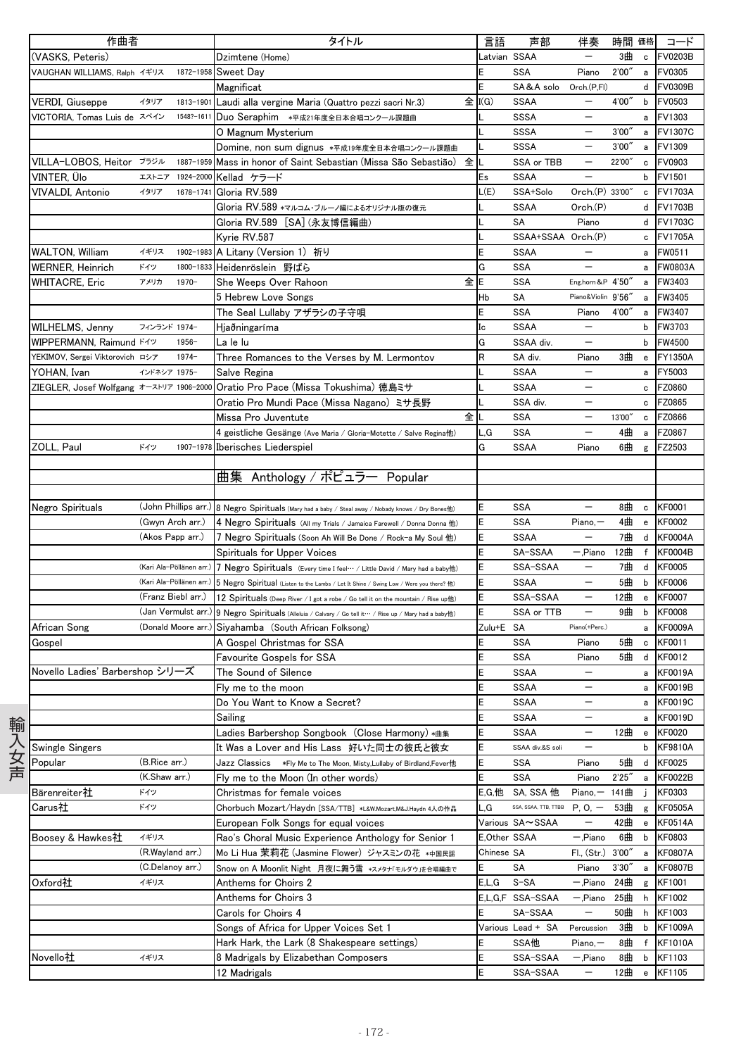| 作曲者 | | | タイトル | 言語 | 声部 | 伴奏 | 時間 | 価格 | コード |
|---|---|---|---|---|---|---|---|---|---|
| (VASKS, Peteris) | | | Dzimtene (Home) | Latvian | SSAA | — | 3曲 | c | FV0203B |
| VAUGHAN WILLIAMS, Ralph | イギリス | 1872-1958 | Sweet Day | E | SSA | Piano | 2'00" | a | FV0305 |
| | | | Magnificat | E | SA&A solo | Orch.(P,Fl) | | d | FV0309B |
| VERDI, Giuseppe | イタリア | 1813-1901 | Laudi alla vergine Maria (Quattro pezzi sacri Nr.3) 全 | I(G) | SSAA | — | 4'00" | b | FV0503 |
| VICTORIA, Tomas Luis de | スペイン | 1548?-1611 | Duo Seraphim *平成21年度全日本合唱コンクール課題曲 | L | SSSA | — | | a | FV1303 |
| | | | O Magnum Mysterium | L | SSSA | — | 3'00" | a | FV1307C |
| | | | Domine, non sum dignus *平成19年度全日本合唱コンクール課題曲 | L | SSSA | — | 3'00" | a | FV1309 |
| VILLA-LOBOS, Heitor | ブラジル | 1887-1959 | Mass in honor of Saint Sebastian (Missa São Sebastião) 全 | L | SSA or TBB | — | 22'00" | c | FV0903 |
| VINTER, Ülo | エストニア | 1924-2000 | Kellad ケラード | Es | SSAA | — | | b | FV1501 |
| VIVALDI, Antonio | イタリア | 1678-1741 | Gloria RV.589 | L(E) | SSA+Solo | Orch.(P) | 33'00" | c | FV1703A |
| | | | Gloria RV.589 *マルコム・ブルーノ編によるオリジナル版の復元 | L | SSAA | Orch.(P) | | d | FV1703B |
| | | | Gloria RV.589 [SA] (永友博信編曲) | L | SA | Piano | | d | FV1703C |
| | | | Kyrie RV.587 | L | SSAA+SSAA | Orch.(P) | | c | FV1705A |
| WALTON, William | イギリス | 1902-1983 | A Litany (Version 1) 祈り | E | SSAA | — | | a | FW0511 |
| WERNER, Heinrich | ドイツ | 1800-1833 | Heidenröslein 野ばら | G | SSA | — | | a | FW0803A |
| WHITACRE, Eric | アメリカ | 1970- | She Weeps Over Rahoon 全 | E | SSA | Eng.horn&P | 4'50" | a | FW3403 |
| | | | 5 Hebrew Love Songs | Hb | SA | Piano&Violin | 9'56" | a | FW3405 |
| | | | The Seal Lullaby アザラシの子守唄 | E | SSA | Piano | 4'00" | a | FW3407 |
| WILHELMS, Jenny | フィンランド | 1974- | Hjaðningaríma | Ic | SSAA | — | | b | FW3703 |
| WIPPERMANN, Raimund | ドイツ | 1956- | La le lu | G | SSAA div. | — | | b | FW4500 |
| YEKIMOV, Sergei Viktorovich | ロシア | 1974- | Three Romances to the Verses by M. Lermontov | R | SA div. | Piano | 3曲 | e | FY1350A |
| YOHAN, Ivan | インドネシア | 1975- | Salve Regina | L | SSAA | — | | a | FY5003 |
| ZIEGLER, Josef Wolfgang | オーストリア | 1906-2000 | Oratio Pro Pace (Missa Tokushima) 徳島ミサ | L | SSAA | — | | c | FZ0860 |
| | | | Oratio Pro Mundi Pace (Missa Nagano) ミサ長野 | L | SSA div. | — | | c | FZ0865 |
| | | | Missa Pro Juventute 全 | L | SSA | — | 13'00" | c | FZ0866 |
| | | | 4 geistliche Gesänge (Ave Maria / Gloria-Motette / Salve Regina他) | L,G | SSA | — | 4曲 | a | FZ0867 |
| ZOLL, Paul | ドイツ | 1907-1978 | Iberisches Liederspiel | G | SSAA | Piano | 6曲 | g | FZ2503 |
| | | | | | | | | | |
| | | | **曲集 Anthology / ポピュラー Popular** | | | | | | |
| | | | | | | | | | |
| Negro Spirituals | (John Phillips arr.) | | 8 Negro Spirituals (Mary had a baby / Steal away / Nobady knows / Dry Bones他) | E | SSA | — | 8曲 | c | KF0001 |
| | (Gwyn Arch arr.) | | 4 Negro Spirituals (All my Trials / Jamaica Farewell / Donna Donna 他) | E | SSA | Piano,— | 4曲 | e | KF0002 |
| | (Akos Papp arr.) | | 7 Negro Spirituals (Soon Ah Will Be Done / Rock-a My Soul 他) | E | SSAA | — | 7曲 | d | KF0004A |
| | | | Spirituals for Upper Voices | E | SA-SSAA | —,Piano | 12曲 | f | KF0004B |
| | (Kari Ala-Pöllänen arr.) | | 7 Negro Spirituals (Every time I feel… / Little David / Mary had a baby他) | E | SSA-SSAA | — | 7曲 | d | KF0005 |
| | (Kari Ala-Pöllänen arr.) | | 5 Negro Spiritual (Listen to the Lambs / Let It Shine / Swing Low / Were you there? 他) | E | SSAA | — | 5曲 | b | KF0006 |
| | (Franz Biebl arr.) | | 12 Spirituals (Deep River / I got a robe / Go tell it on the mountain / Rise up他) | E | SSA-SSAA | — | 12曲 | e | KF0007 |
| | (Jan Vermulst arr.) | | 9 Negro Spirituals (Alleluia / Calvary / Go tell it… / Rise up / Mary had a baby他) | E | SSA or TTB | — | 9曲 | b | KF0008 |
| African Song | (Donald Moore arr.) | | Siyahamba (South African Folksong) | Zulu+E | SA | Piano(+Perc.) | | a | KF0009A |
| Gospel | | | A Gospel Christmas for SSA | E | SSA | Piano | 5曲 | c | KF0011 |
| | | | Favourite Gospels for SSA | E | SSA | Piano | 5曲 | d | KF0012 |
| Novello Ladies' Barbershop シリーズ | | | The Sound of Silence | E | SSAA | — | | a | KF0019A |
| | | | Fly me to the moon | E | SSAA | — | | a | KF0019B |
| | | | Do You Want to Know a Secret? | E | SSAA | — | | a | KF0019C |
| | | | Sailing | E | SSAA | — | | a | KF0019D |
| | | | Ladies Barbershop Songbook (Close Harmony) *曲集 | E | SSAA | — | 12曲 | e | KF0020 |
| Swingle Singers | | | It Was a Lover and His Lass 好いた同士の彼氏と彼女 | E | SSAA div.&S soli | — | | b | KF9810A |
| Popular | (B.Rice arr.) | | Jazz Classics *Fly Me to The Moon, Misty,Lullaby of Birdland,Fever他 | E | SSA | Piano | 5曲 | d | KF0025 |
| | (K.Shaw arr.) | | Fly me to the Moon (In other words) | E | SSA | Piano | 2'25" | a | KF0022B |
| Bärenreiter社 | ドイツ | | Christmas for female voices | E,G,他 | SA, SSA 他 | Piano,— | 141曲 | j | KF0303 |
| Carus社 | ドイツ | | Chorbuch Mozart/Haydn [SSA/TTB] *L&W.Mozart,M&J.Haydn 4人の作品 | L,G | SSA, SSAA, TTB, TTBB | P, O, — | 53曲 | g | KF0505A |
| | | | European Folk Songs for equal voices | Various | SA〜SSAA | — | 42曲 | e | KF0514A |
| Boosey & Hawkes社 | イギリス | | Rao's Choral Music Experience Anthology for Senior 1 | E,Other | SSAA | —,Piano | 6曲 | b | KF0803 |
| | (R.Wayland arr.) | | Mo Li Hua 茉莉花 (Jasmine Flower) ジャスミンの花 *中国民謡 | Chinese | SA | Fl., (Str.) | 3'00" | a | KF0807A |
| | (C.Delanoy arr.) | | Snow on A Moonlit Night 月夜に舞う雪 *スメタナ「モルダウ」を合唱編曲で | E | SA | Piano | 3'30" | a | KF0807B |
| Oxford社 | イギリス | | Anthems for Choirs 2 | E,L,G | S-SA | —,Piano | 24曲 | g | KF1001 |
| | | | Anthems for Choirs 3 | E,L,G,F | SSA-SSAA | —,Piano | 25曲 | h | KF1002 |
| | | | Carols for Choirs 4 | E | SA-SSAA | — | 50曲 | h | KF1003 |
| | | | Songs of Africa for Upper Voices Set 1 | Various | Lead + SA | Percussion | 3曲 | b | KF1009A |
| | | | Hark Hark, the Lark (8 Shakespeare settings) | E | SSA他 | Piano,— | 8曲 | f | KF1010A |
| Novello社 | イギリス | | 8 Madrigals by Elizabethan Composers | E | SSA-SSAA | —,Piano | 8曲 | b | KF1103 |
| | | | 12 Madrigals | E | SSA-SSAA | — | 12曲 | e | KF1105 |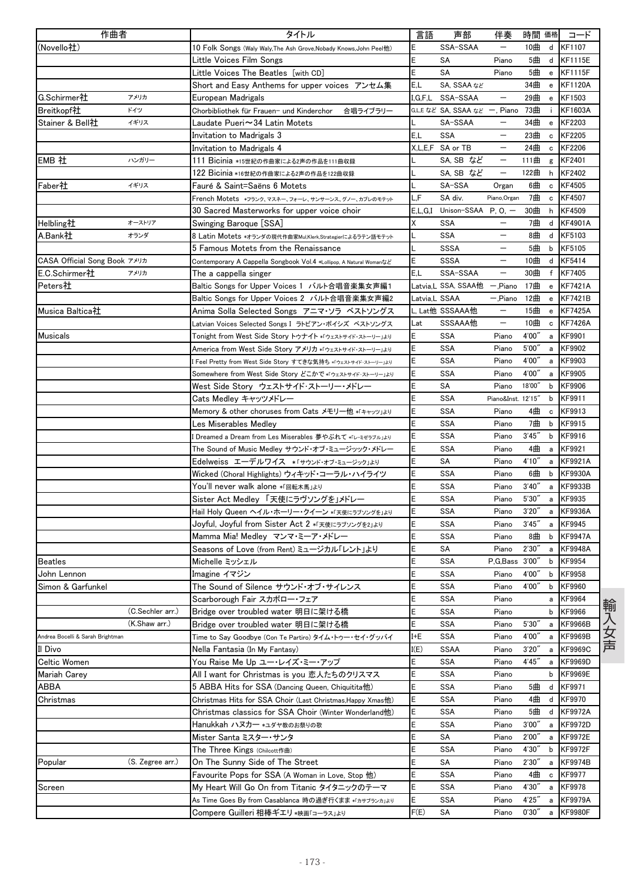| 作曲者 | | タイトル | 言語 | 声部 | 伴奏 | 時間 | 価格 | コード |
|---|---|---|---|---|---|---|---|---|
| (Novello社) | | 10 Folk Songs (Waly Waly,The Ash Grove,Nobady Knows,John Peel他) | E | SSA-SSAA | — | 10曲 | d | KF1107 |
| | | Little Voices Film Songs | E | SA | Piano | 5曲 | d | KF1115E |
| | | Little Voices The Beatles [with CD] | E | SA | Piano | 5曲 | e | KF1115F |
| | | Short and Easy Anthems for upper voices アンセム集 | E,L | SA, SSAA など | | 34曲 | e | KF1120A |
| G.Schirmer社 | アメリカ | European Madrigals | I,G,F,L | SSA-SSAA | — | 29曲 | e | KF1503 |
| Breitkopf社 | ドイツ | Chorbibliothek für Frauen- und Kinderchor 合唱ライブラリー | G,L,E など | SA, SSAA など | —, Piano | 73曲 | i | KF1603A |
| Stainer & Bell社 | イギリス | Laudate Pueri～34 Latin Motets | L | SA-SSAA | — | 34曲 | e | KF2203 |
| | | Invitation to Madrigals 3 | E,L | SSA | — | 23曲 | c | KF2205 |
| | | Invitation to Madrigals 4 | X,L,E,F | SA or TB | — | 24曲 | c | KF2206 |
| EMB 社 | ハンガリー | 111 Bicinia *15世紀の作曲家による2声の作品を111曲収録 | L | SA, SB など | — | 111曲 | g | KF2401 |
| | | 122 Bicinia *16世紀の作曲家による2声の作品を122曲収録 | L | SA, SB など | — | 122曲 | h | KF2402 |
| Faber社 | イギリス | Fauré & Saint=Saëns 6 Motets | L | SA-SSA | Organ | 6曲 | c | KF4505 |
| | | French Motets *フランク、マスネー、フォーレ、サンサーンス、グノー、カプレのモテット | L,F | SA div. | Piano,Organ | 7曲 | c | KF4507 |
| | | 30 Sacred Masterworks for upper voice choir | E,L,G,I | Unison-SSAA | P, O, — | 30曲 | h | KF4509 |
| Helbling社 | オーストリア | Swinging Baroque [SSA] | X | SSA | — | 7曲 | d | KF4901A |
| A.Bank社 | オランダ | 8 Latin Motets *オランダの現代作曲家Mul,Klerk,Strategierによるラテン語モテット | L | SSA | — | 8曲 | d | KF5103 |
| | | 5 Famous Motets from the Renaissance | L | SSSA | — | 5曲 | b | KF5105 |
| CASA Official Song Book | アメリカ | Contemporary A Cappella Songbook Vol.4 *Lollipop, A Natural Womanなど | E | SSSA | — | 10曲 | d | KF5414 |
| E.C.Schirmer社 | アメリカ | The a cappella singer | E,L | SSA-SSAA | — | 30曲 | f | KF7405 |
| Peters社 | | Baltic Songs for Upper Voices 1 バルト合唱音楽集女声編1 | Latvia,L | SSA, SSAA他 | —,Piano | 17曲 | e | KF7421A |
| | | Baltic Songs for Upper Voices 2 バルト合唱音楽集女声編2 | Latvia,L | SSAA | —,Piano | 12曲 | e | KF7421B |
| Musica Baltica社 | | Anima Solla Selected Songs アニマ・ソラ ベストソングス | L, Lat他 | SSSAAA他 | — | 15曲 | e | KF7425A |
| | | Latvian Voices Selected Songs I ラトビアン・ボイシズ ベストソングス | Lat | SSSAAA他 | — | 10曲 | c | KF7426A |
| Musicals | | Tonight from West Side Story トゥナイト *「ウェストサイド・ストーリー」より | E | SSA | Piano | 4′00″ | a | KF9901 |
| | | America from West Side Story アメリカ *「ウェストサイド・ストーリー」より | E | SSA | Piano | 5′00″ | a | KF9902 |
| | | I Feel Pretty from West Side Story すてきな気持ち *「ウェストサイド・ストーリー」より | E | SSA | Piano | 4′00″ | a | KF9903 |
| | | Somewhere from West Side Story どこかで *「ウェストサイド・ストーリー」より | E | SSA | Piano | 4′00″ | a | KF9905 |
| | | West Side Story ウェストサイド・ストーリー・メドレー | E | SA | Piano | 18′00″ | b | KF9906 |
| | | Cats Medley キャッツメドレー | E | SSA | Piano&Inst. | 12′15″ | b | KF9911 |
| | | Memory & other choruses from Cats メモリー他 *「キャッツ」より | E | SSA | Piano | 4曲 | c | KF9913 |
| | | Les Miserables Medley | E | SSA | Piano | 7曲 | b | KF9915 |
| | | I Dreamed a Dream from Les Miserables 夢やぶれて *「レ・ミゼラブル」より | E | SSA | Piano | 3′45″ | b | KF9916 |
| | | The Sound of Music Medley サウンド・オブ・ミュージック・メドレー | E | SSA | Piano | 4曲 | a | KF9921 |
| | | Edelweiss エーデルワイス *「サウンド・オブ・ミュージック」より | E | SA | Piano | 4′10″ | a | KF9921A |
| | | Wicked (Choral Highlights) ウィキッド・コーラル・ハイライツ | E | SSA | Piano | 6曲 | b | KF9930A |
| | | You'll never walk alone *「回転木馬」より | E | SSA | Piano | 3′40″ | a | KF9933B |
| | | Sister Act Medley 「天使にラヴソングを」メドレー | E | SSA | Piano | 5′30″ | a | KF9935 |
| | | Hail Holy Queen ヘイル・ホーリー・クイーン *「天使にラブソングを」より | E | SSA | Piano | 3′20″ | a | KF9936A |
| | | Joyful, Joyful from Sister Act 2 *「天使にラブソングを2」より | E | SSA | Piano | 3′45″ | a | KF9945 |
| | | Mamma Mia! Medley マンマ・ミーア・メドレー | E | SSA | Piano | 8曲 | b | KF9947A |
| | | Seasons of Love (from Rent) ミュージカル「レント」より | E | SA | Piano | 2′30″ | a | KF9948A |
| Beatles | | Michelle ミッシェル | E | SSA | P,G,Bass | 3′00″ | b | KF9954 |
| John Lennon | | Imagine イマジン | E | SSA | Piano | 4′00″ | b | KF9958 |
| Simon & Garfunkel | | The Sound of Silence サウンド・オブ・サイレンス | E | SSA | Piano | 4′00″ | b | KF9960 |
| | | Scarborough Fair スカボロー・フェア | E | SSA | Piano | | a | KF9964 |
| | (C.Sechler arr.) | Bridge over troubled water 明日に架ける橋 | E | SSA | Piano | | b | KF9966 |
| | (K.Shaw arr.) | Bridge over troubled water 明日に架ける橋 | E | SSA | Piano | 5′30″ | a | KF9966B |
| Andrea Bocelli & Sarah Brightman | | Time to Say Goodbye (Con Te Partiro) タイム・トゥー・セイ・グッバイ | I+E | SSA | Piano | 4′00″ | a | KF9969B |
| Il Divo | | Nella Fantasia (In My Fantasy) | I(E) | SSAA | Piano | 3′20″ | a | KF9969C |
| Celtic Women | | You Raise Me Up ユー・レイズ・ミー・アップ | E | SSA | Piano | 4′45″ | a | KF9969D |
| Mariah Carey | | All I want for Christmas is you 恋人たちのクリスマス | E | SSA | Piano | | b | KF9969E |
| ABBA | | 5 ABBA Hits for SSA (Dancing Queen, Chiquitita他) | E | SSA | Piano | 5曲 | d | KF9971 |
| Christmas | | Christmas Hits for SSA Choir (Last Christmas,Happy Xmas他) | E | SSA | Piano | 4曲 | d | KF9970 |
| | | Christmas classics for SSA Choir (Winter Wonderland他) | E | SSA | Piano | 5曲 | d | KF9972A |
| | | Hanukkah ハヌカー *ユダヤ教のお祭りの歌 | E | SSA | Piano | 3′00″ | a | KF9972D |
| | | Mister Santa ミスター・サンタ | E | SA | Piano | 2′00″ | a | KF9972E |
| | | The Three Kings (Chilcott作曲) | E | SSA | Piano | 4′30″ | b | KF9972F |
| Popular | (S. Zegree arr.) | On The Sunny Side of The Street | E | SA | Piano | 2′30″ | a | KF9974B |
| | | Favourite Pops for SSA (A Woman in Love, Stop 他) | E | SSA | Piano | 4曲 | c | KF9977 |
| Screen | | My Heart Will Go On from Titanic タイタニックのテーマ | E | SSA | Piano | 4′30″ | a | KF9978 |
| | | As Time Goes By from Casablanca 時の過ぎ行くまま *「カサブランカ」より | E | SSA | Piano | 4′25″ | a | KF9979A |
| | | Compere Guilleri 相棒ギエリ *映画「コーラス」より | F(E) | SA | Piano | 0′30″ | a | KF9980F |

輸入女声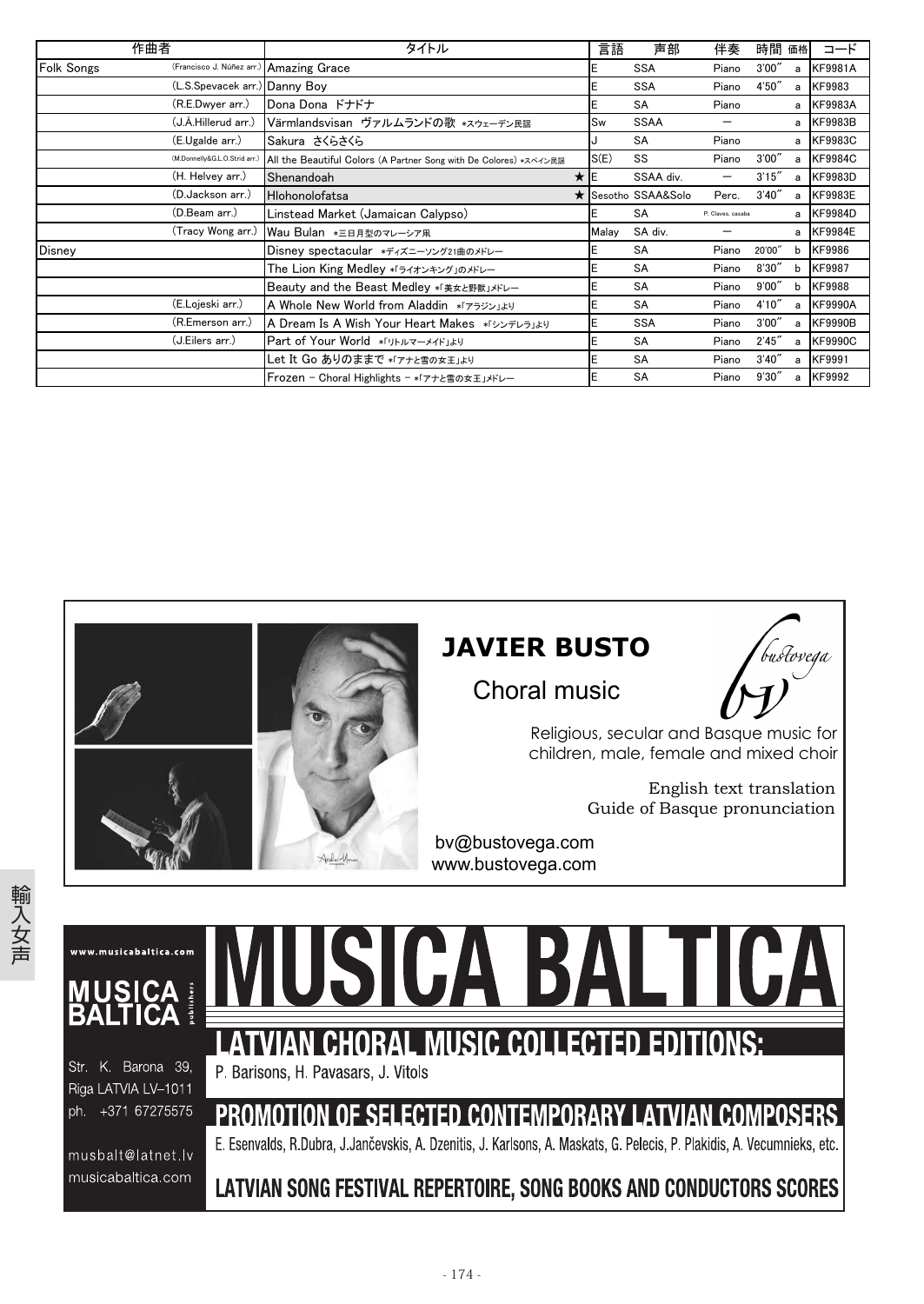| 作曲者 | | タイトル | 言語 | 声部 | 伴奏 | 時間 | 価格 | コード |
|---|---|---|---|---|---|---|---|---|
| Folk Songs | (Francisco J. Núñez arr.) | Amazing Grace | E | SSA | Piano | 3'00" | a | KF9981A |
| | (L.S.Spevacek arr.) | Danny Boy | E | SSA | Piano | 4'50" | a | KF9983 |
| | (R.E.Dwyer arr.) | Dona Dona ドナドナ | E | SA | Piano | | a | KF9983A |
| | (J.Å.Hillerud arr.) | Värmlandsvisan ヴァルムランドの歌 *スウェーデン民謡 | Sw | SSAA | ― | | a | KF9983B |
| | (E.Ugalde arr.) | Sakura さくらさくら | J | SA | Piano | | a | KF9983C |
| | (M.Donnelly&G.L.O.Strid arr.) | All the Beautiful Colors (A Partner Song with De Colores) *スペイン民謡 | S(E) | SS | Piano | 3'00" | a | KF9984C |
| | (H. Helvey arr.) | Shenandoah ★ | E | SSAA div. | ― | 3'15" | a | KF9983D |
| | (D.Jackson arr.) | Hlohonolofatsa ★ | Sesotho | SSAA&Solo | Perc. | 3'40" | a | KF9983E |
| | (D.Beam arr.) | Linstead Market (Jamaican Calypso) | E | SA | P. Claves, casaba | | a | KF9984D |
| | (Tracy Wong arr.) | Wau Bulan *三日月型のマレーシア凧 | Malay | SA div. | ― | | a | KF9984E |
| Disney | | Disney spectacular *ディズニーソング21曲のメドレー | E | SA | Piano | 20'00" | b | KF9986 |
| | | The Lion King Medley *「ライオンキング」のメドレー | E | SA | Piano | 8'30" | b | KF9987 |
| | | Beauty and the Beast Medley *「美女と野獣」メドレー | E | SA | Piano | 9'00" | b | KF9988 |
| | (E.Lojeski arr.) | A Whole New World from Aladdin *「アラジン」より | E | SA | Piano | 4'10" | a | KF9990A |
| | (R.Emerson arr.) | A Dream Is A Wish Your Heart Makes *「シンデレラ」より | E | SSA | Piano | 3'00" | a | KF9990B |
| | (J.Eilers arr.) | Part of Your World *「リトルマーメイド」より | E | SA | Piano | 2'45" | a | KF9990C |
| | | Let It Go ありのままで *「アナと雪の女王」より | E | SA | Piano | 3'40" | a | KF9991 |
| | | Frozen – Choral Highlights – *「アナと雪の女王」メドレー | E | SA | Piano | 9'30" | a | KF9992 |

## JAVIER BUSTO

Choral music

bustovega

Religious, secular and Basque music for children, male, female and mixed choir

English text translation
Guide of Basque pronunciation

bv@bustovega.com
www.bustovega.com

輸入女声

# MUSICA BALTICA

www.musicabaltica.com

MUSICA BALTICA publishers

Str. K. Barona 39,
Riga LATVIA LV-1011
ph. +371 67275575

musbalt@latnet.lv
musicabaltica.com

## LATVIAN CHORAL MUSIC COLLECTED EDITIONS:

P. Barisons, H. Pavasars, J. Vitols

## PROMOTION OF SELECTED CONTEMPORARY LATVIAN COMPOSERS

E. Esenvalds, R.Dubra, J.Jančevskis, A. Dzenitis, J. Karlsons, A. Maskats, G. Pelecis, P. Plakidis, A. Vecumnieks, etc.

## LATVIAN SONG FESTIVAL REPERTOIRE, SONG BOOKS AND CONDUCTORS SCORES